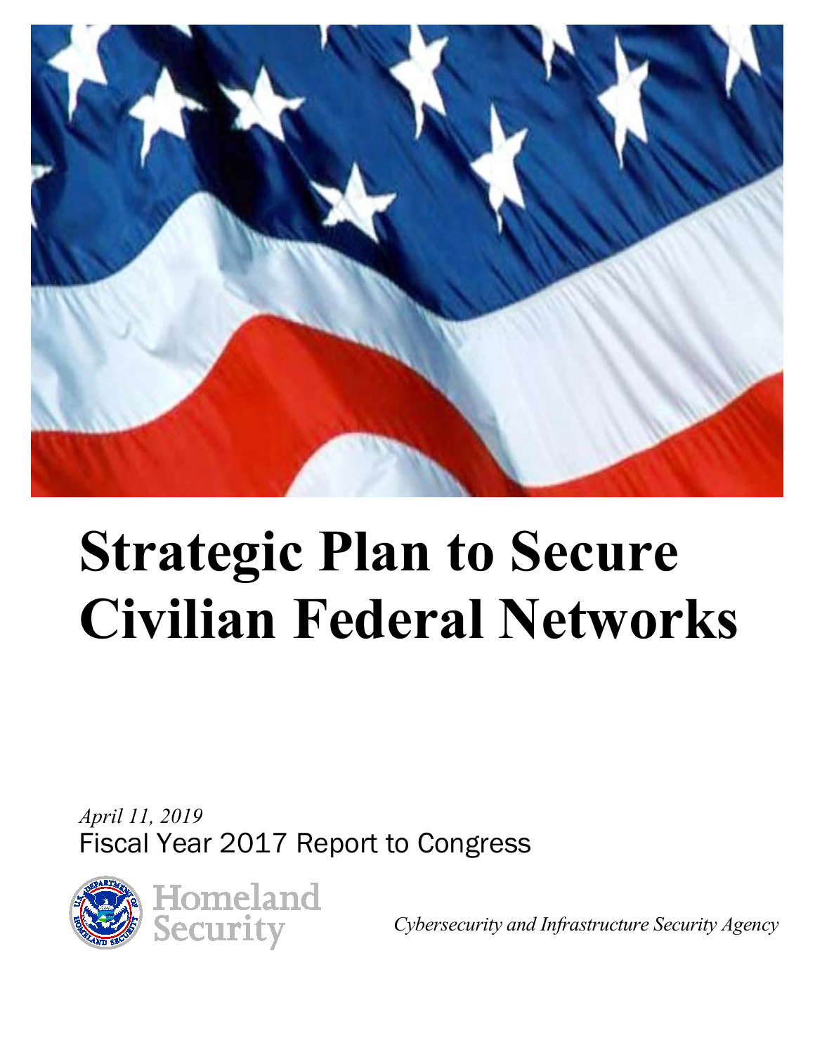# Strategic Plan to Secure Civilian Federal Networks

*April 11, 2019*

Fiscal Year 2017 Report to Congress

Homeland Security

*Cybersecurity and Infrastructure Security Agency*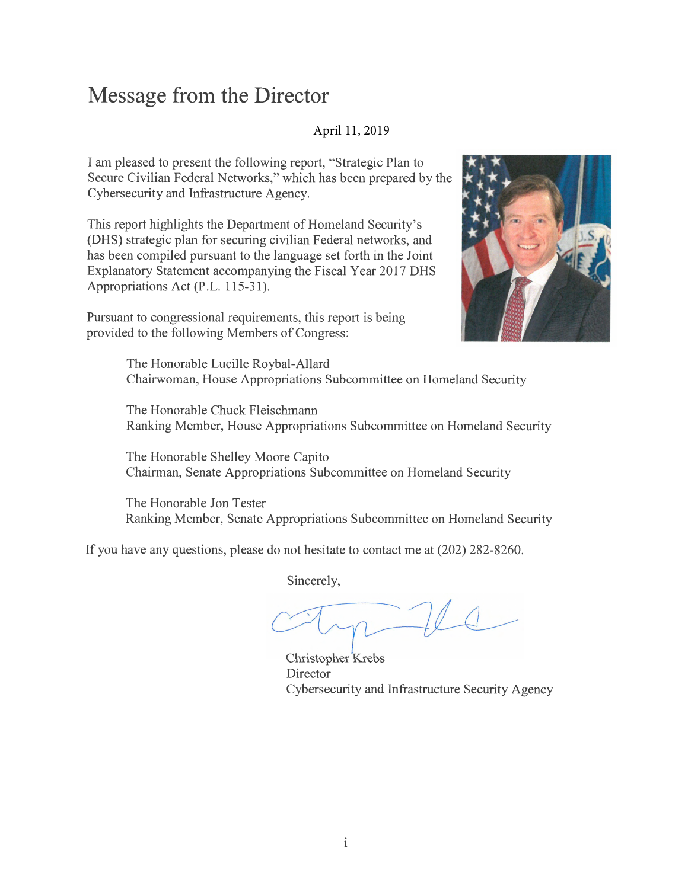# Message from the Director

April 11, 2019

I am pleased to present the following report, "Strategic Plan to Secure Civilian Federal Networks," which has been prepared by the Cybersecurity and Infrastructure Agency.

This report highlights the Department of Homeland Security's (DHS) strategic plan for securing civilian Federal networks, and has been compiled pursuant to the language set forth in the Joint Explanatory Statement accompanying the Fiscal Year 2017 DHS Appropriations Act (P.L. 115-31).

Pursuant to congressional requirements, this report is being provided to the following Members of Congress:

The Honorable Lucille Roybal-Allard
Chairwoman, House Appropriations Subcommittee on Homeland Security

The Honorable Chuck Fleischmann
Ranking Member, House Appropriations Subcommittee on Homeland Security

The Honorable Shelley Moore Capito
Chairman, Senate Appropriations Subcommittee on Homeland Security

The Honorable Jon Tester
Ranking Member, Senate Appropriations Subcommittee on Homeland Security

If you have any questions, please do not hesitate to contact me at (202) 282-8260.

Sincerely,

Christopher Krebs
Director
Cybersecurity and Infrastructure Security Agency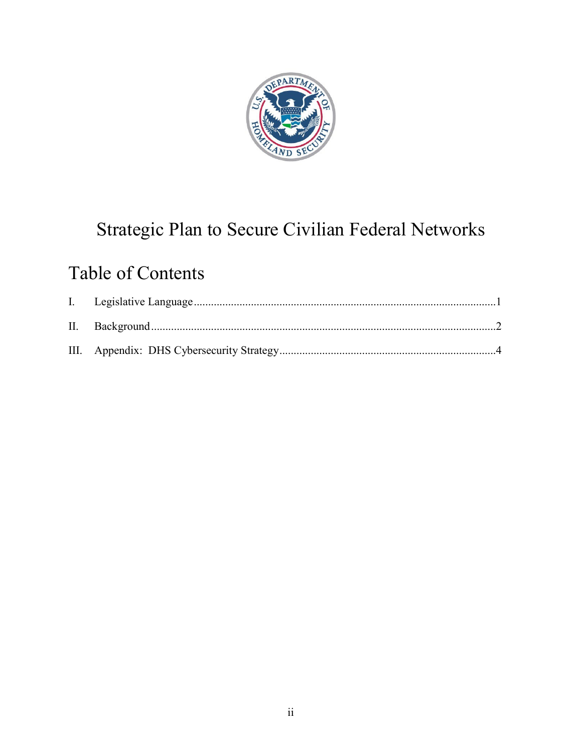# Strategic Plan to Secure Civilian Federal Networks

## Table of Contents

I. Legislative Language ........................................................................................................1

II. Background .......................................................................................................................2

III. Appendix: DHS Cybersecurity Strategy ..........................................................................4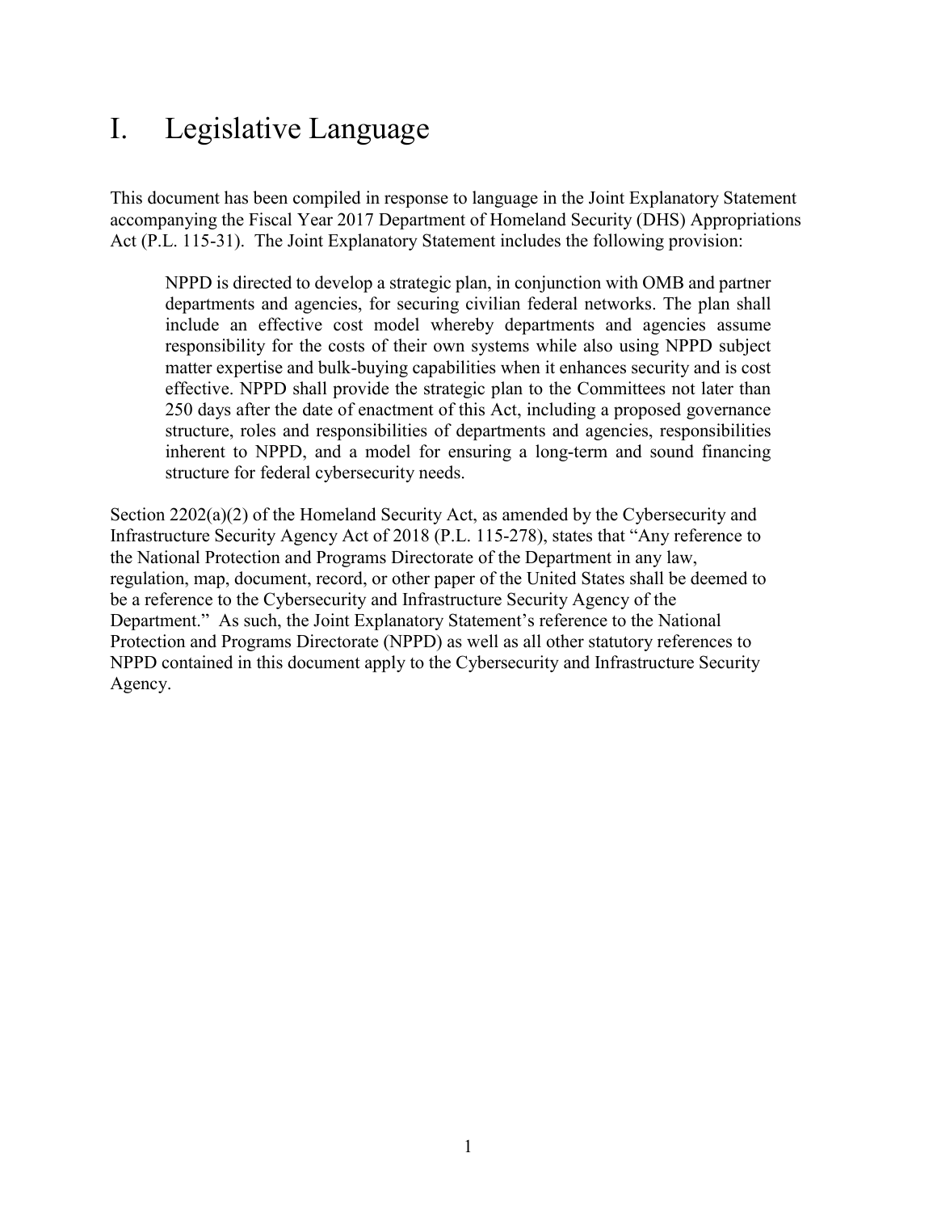# I. Legislative Language

This document has been compiled in response to language in the Joint Explanatory Statement accompanying the Fiscal Year 2017 Department of Homeland Security (DHS) Appropriations Act (P.L. 115-31). The Joint Explanatory Statement includes the following provision:

> NPPD is directed to develop a strategic plan, in conjunction with OMB and partner departments and agencies, for securing civilian federal networks. The plan shall include an effective cost model whereby departments and agencies assume responsibility for the costs of their own systems while also using NPPD subject matter expertise and bulk-buying capabilities when it enhances security and is cost effective. NPPD shall provide the strategic plan to the Committees not later than 250 days after the date of enactment of this Act, including a proposed governance structure, roles and responsibilities of departments and agencies, responsibilities inherent to NPPD, and a model for ensuring a long-term and sound financing structure for federal cybersecurity needs.

Section 2202(a)(2) of the Homeland Security Act, as amended by the Cybersecurity and Infrastructure Security Agency Act of 2018 (P.L. 115-278), states that "Any reference to the National Protection and Programs Directorate of the Department in any law, regulation, map, document, record, or other paper of the United States shall be deemed to be a reference to the Cybersecurity and Infrastructure Security Agency of the Department." As such, the Joint Explanatory Statement's reference to the National Protection and Programs Directorate (NPPD) as well as all other statutory references to NPPD contained in this document apply to the Cybersecurity and Infrastructure Security Agency.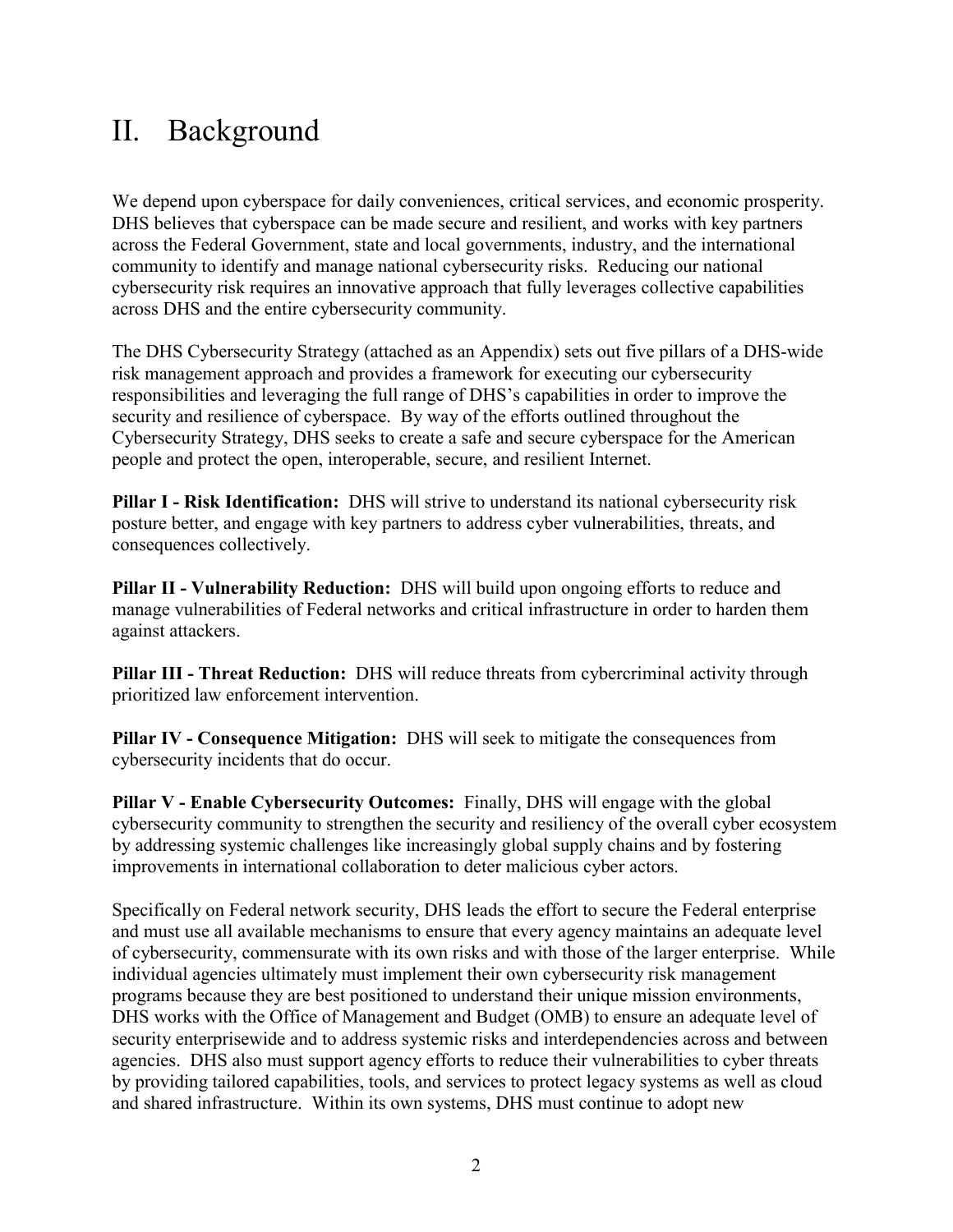# II. Background

We depend upon cyberspace for daily conveniences, critical services, and economic prosperity. DHS believes that cyberspace can be made secure and resilient, and works with key partners across the Federal Government, state and local governments, industry, and the international community to identify and manage national cybersecurity risks. Reducing our national cybersecurity risk requires an innovative approach that fully leverages collective capabilities across DHS and the entire cybersecurity community.

The DHS Cybersecurity Strategy (attached as an Appendix) sets out five pillars of a DHS-wide risk management approach and provides a framework for executing our cybersecurity responsibilities and leveraging the full range of DHS's capabilities in order to improve the security and resilience of cyberspace. By way of the efforts outlined throughout the Cybersecurity Strategy, DHS seeks to create a safe and secure cyberspace for the American people and protect the open, interoperable, secure, and resilient Internet.

**Pillar I - Risk Identification:** DHS will strive to understand its national cybersecurity risk posture better, and engage with key partners to address cyber vulnerabilities, threats, and consequences collectively.

**Pillar II - Vulnerability Reduction:** DHS will build upon ongoing efforts to reduce and manage vulnerabilities of Federal networks and critical infrastructure in order to harden them against attackers.

**Pillar III - Threat Reduction:** DHS will reduce threats from cybercriminal activity through prioritized law enforcement intervention.

**Pillar IV - Consequence Mitigation:** DHS will seek to mitigate the consequences from cybersecurity incidents that do occur.

**Pillar V - Enable Cybersecurity Outcomes:** Finally, DHS will engage with the global cybersecurity community to strengthen the security and resiliency of the overall cyber ecosystem by addressing systemic challenges like increasingly global supply chains and by fostering improvements in international collaboration to deter malicious cyber actors.

Specifically on Federal network security, DHS leads the effort to secure the Federal enterprise and must use all available mechanisms to ensure that every agency maintains an adequate level of cybersecurity, commensurate with its own risks and with those of the larger enterprise. While individual agencies ultimately must implement their own cybersecurity risk management programs because they are best positioned to understand their unique mission environments, DHS works with the Office of Management and Budget (OMB) to ensure an adequate level of security enterprisewide and to address systemic risks and interdependencies across and between agencies. DHS also must support agency efforts to reduce their vulnerabilities to cyber threats by providing tailored capabilities, tools, and services to protect legacy systems as well as cloud and shared infrastructure. Within its own systems, DHS must continue to adopt new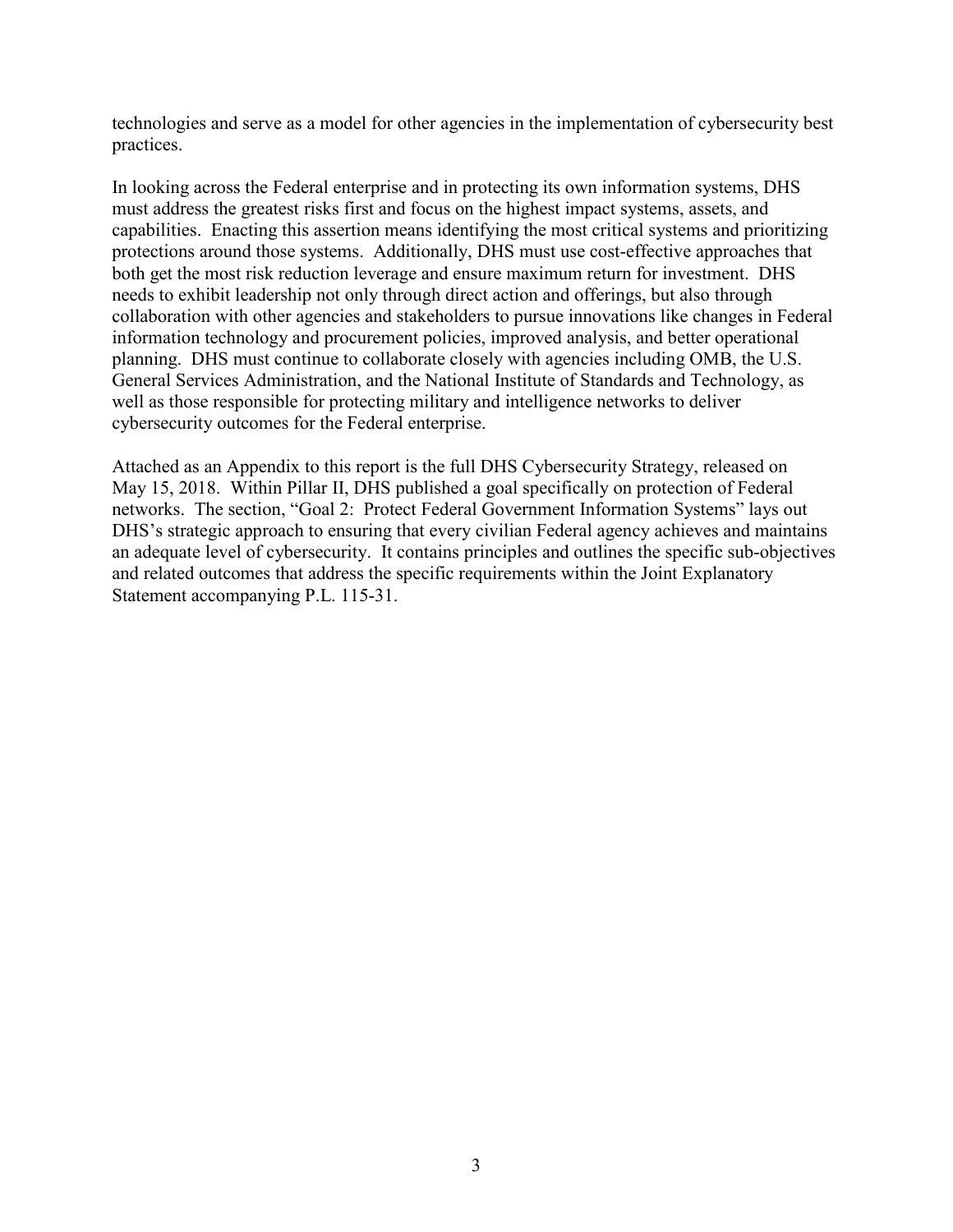technologies and serve as a model for other agencies in the implementation of cybersecurity best practices.

In looking across the Federal enterprise and in protecting its own information systems, DHS must address the greatest risks first and focus on the highest impact systems, assets, and capabilities. Enacting this assertion means identifying the most critical systems and prioritizing protections around those systems. Additionally, DHS must use cost-effective approaches that both get the most risk reduction leverage and ensure maximum return for investment. DHS needs to exhibit leadership not only through direct action and offerings, but also through collaboration with other agencies and stakeholders to pursue innovations like changes in Federal information technology and procurement policies, improved analysis, and better operational planning. DHS must continue to collaborate closely with agencies including OMB, the U.S. General Services Administration, and the National Institute of Standards and Technology, as well as those responsible for protecting military and intelligence networks to deliver cybersecurity outcomes for the Federal enterprise.

Attached as an Appendix to this report is the full DHS Cybersecurity Strategy, released on May 15, 2018. Within Pillar II, DHS published a goal specifically on protection of Federal networks. The section, "Goal 2: Protect Federal Government Information Systems" lays out DHS's strategic approach to ensuring that every civilian Federal agency achieves and maintains an adequate level of cybersecurity. It contains principles and outlines the specific sub-objectives and related outcomes that address the specific requirements within the Joint Explanatory Statement accompanying P.L. 115-31.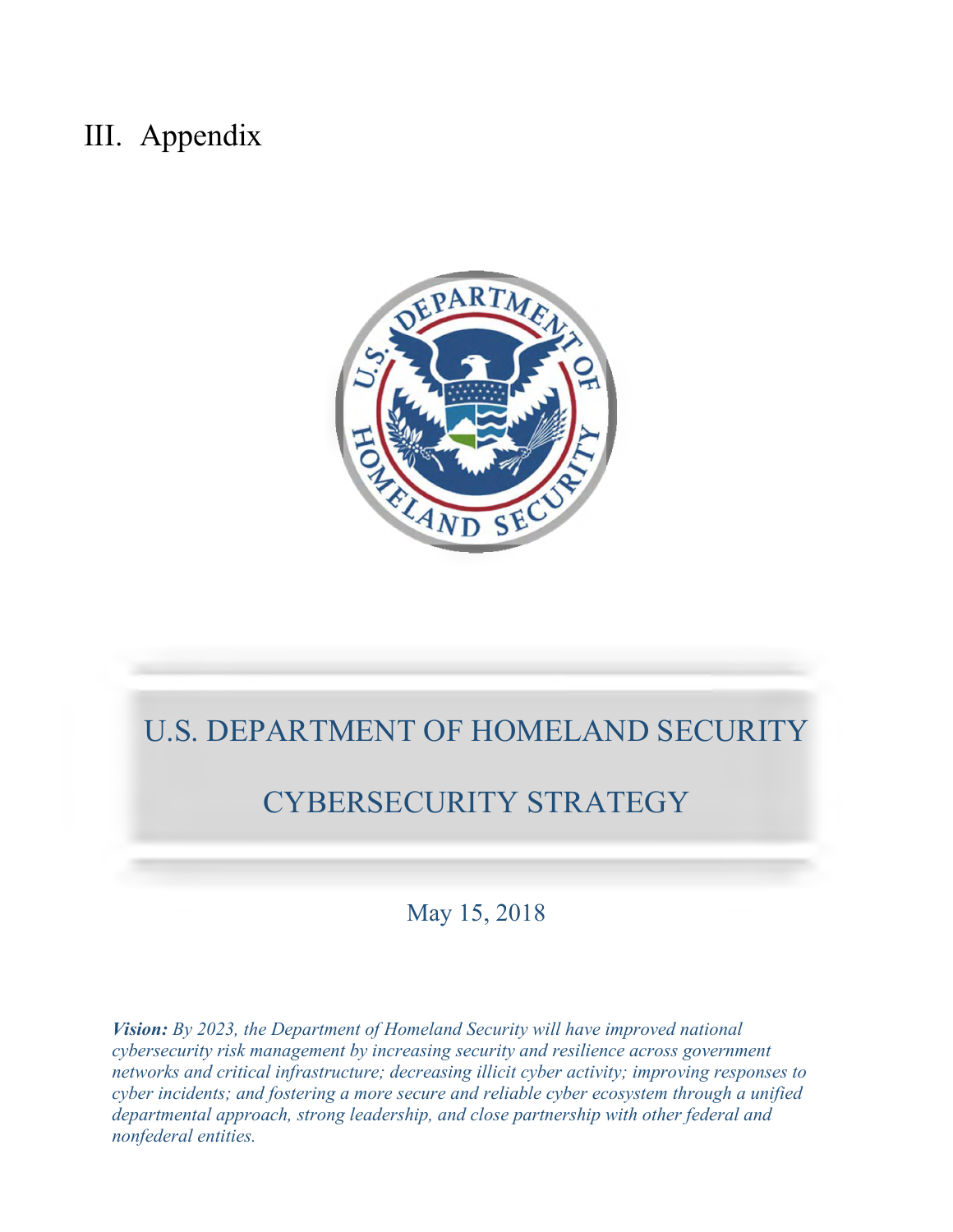# III. Appendix

## U.S. DEPARTMENT OF HOMELAND SECURITY

## CYBERSECURITY STRATEGY

May 15, 2018

***Vision:*** *By 2023, the Department of Homeland Security will have improved national cybersecurity risk management by increasing security and resilience across government networks and critical infrastructure; decreasing illicit cyber activity; improving responses to cyber incidents; and fostering a more secure and reliable cyber ecosystem through a unified departmental approach, strong leadership, and close partnership with other federal and nonfederal entities.*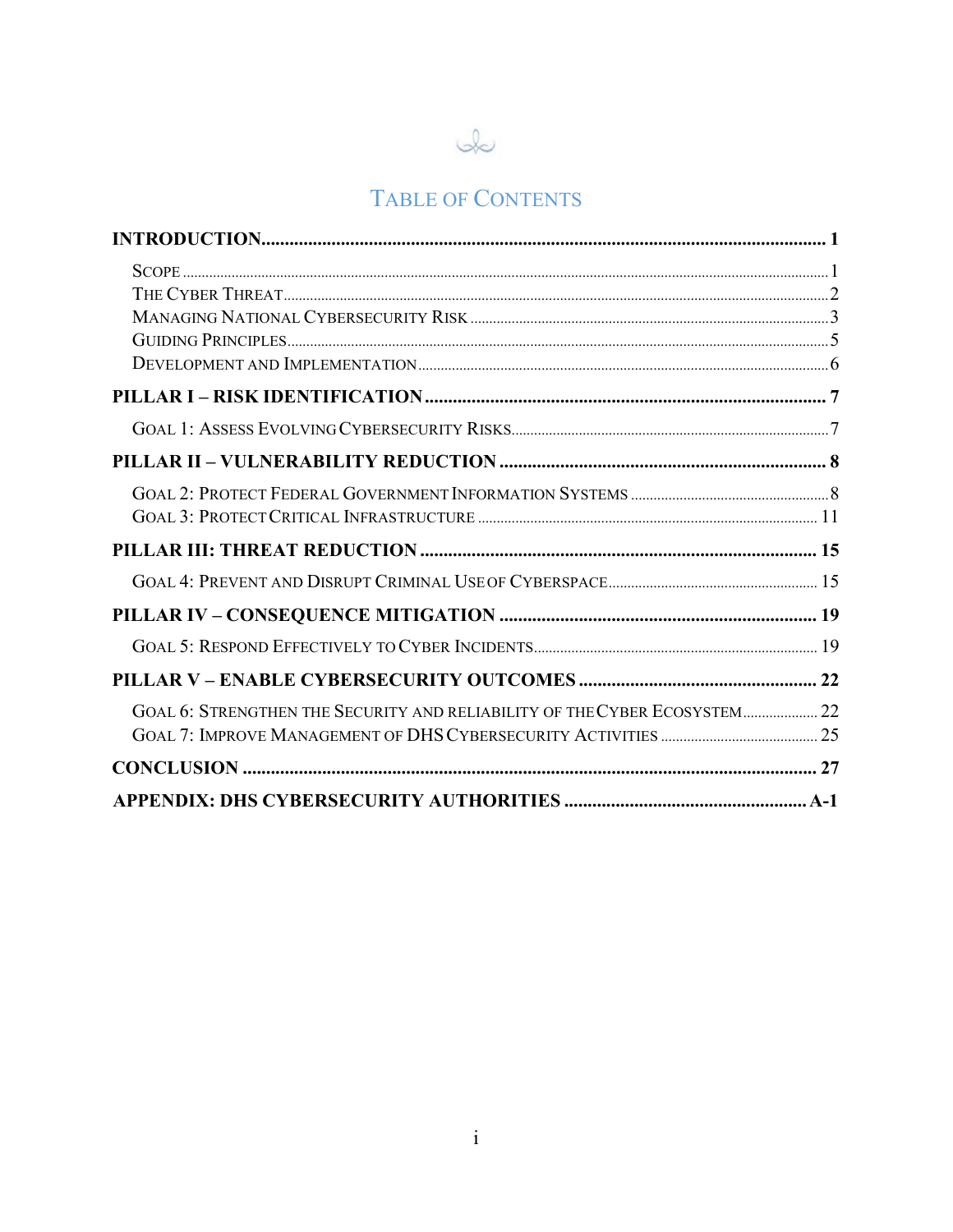# TABLE OF CONTENTS

**INTRODUCTION** ........................................................................................................................ **1**

- SCOPE ........................................................................................................................ 1
- THE CYBER THREAT ........................................................................................................................ 2
- MANAGING NATIONAL CYBERSECURITY RISK ........................................................................................................................ 3
- GUIDING PRINCIPLES ........................................................................................................................ 5
- DEVELOPMENT AND IMPLEMENTATION ........................................................................................................................ 6

**PILLAR I – RISK IDENTIFICATION** ........................................................................................................................ **7**

- GOAL 1: ASSESS EVOLVING CYBERSECURITY RISKS ........................................................................................................................ 7

**PILLAR II – VULNERABILITY REDUCTION** ........................................................................................................................ **8**

- GOAL 2: PROTECT FEDERAL GOVERNMENT INFORMATION SYSTEMS ........................................................................................................................ 8
- GOAL 3: PROTECT CRITICAL INFRASTRUCTURE ........................................................................................................................ 11

**PILLAR III: THREAT REDUCTION** ........................................................................................................................ **15**

- GOAL 4: PREVENT AND DISRUPT CRIMINAL USE OF CYBERSPACE ........................................................................................................................ 15

**PILLAR IV – CONSEQUENCE MITIGATION** ........................................................................................................................ **19**

- GOAL 5: RESPOND EFFECTIVELY TO CYBER INCIDENTS ........................................................................................................................ 19

**PILLAR V – ENABLE CYBERSECURITY OUTCOMES** ........................................................................................................................ **22**

- GOAL 6: STRENGTHEN THE SECURITY AND RELIABILITY OF THE CYBER ECOSYSTEM ........................................................................................................................ 22
- GOAL 7: IMPROVE MANAGEMENT OF DHS CYBERSECURITY ACTIVITIES ........................................................................................................................ 25

**CONCLUSION** ........................................................................................................................ **27**

**APPENDIX: DHS CYBERSECURITY AUTHORITIES** ........................................................................................................................ **A-1**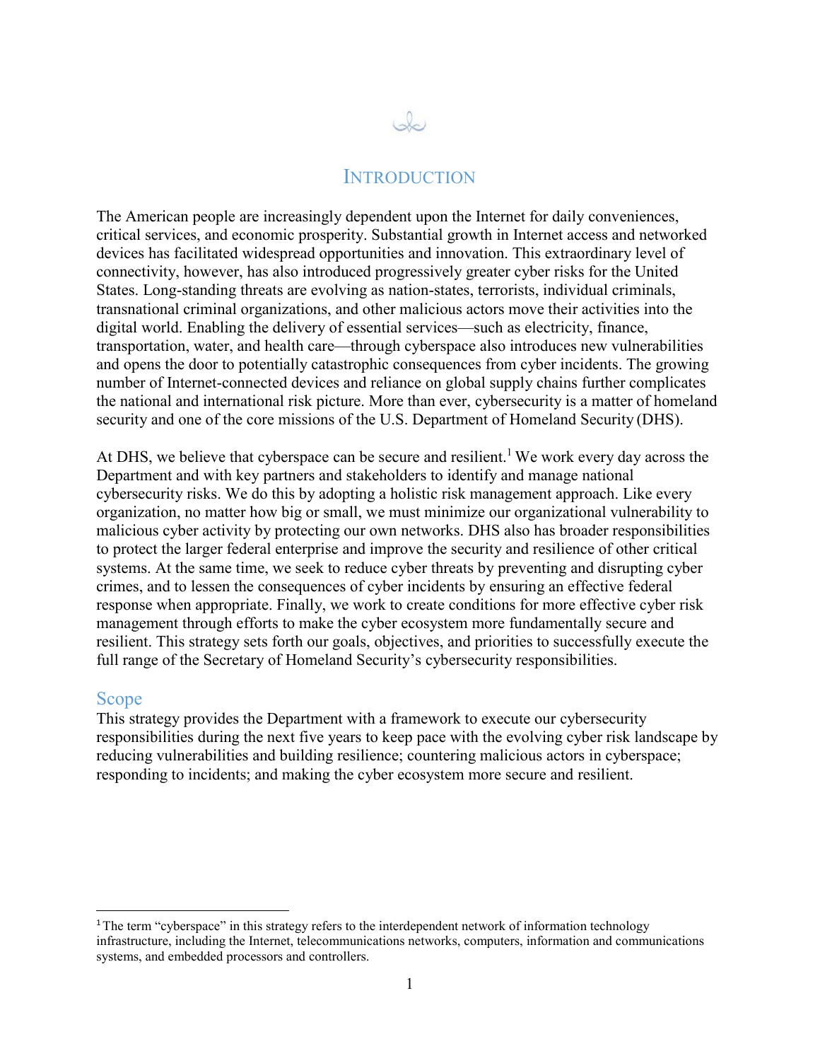# Introduction

The American people are increasingly dependent upon the Internet for daily conveniences, critical services, and economic prosperity. Substantial growth in Internet access and networked devices has facilitated widespread opportunities and innovation. This extraordinary level of connectivity, however, has also introduced progressively greater cyber risks for the United States. Long-standing threats are evolving as nation-states, terrorists, individual criminals, transnational criminal organizations, and other malicious actors move their activities into the digital world. Enabling the delivery of essential services—such as electricity, finance, transportation, water, and health care—through cyberspace also introduces new vulnerabilities and opens the door to potentially catastrophic consequences from cyber incidents. The growing number of Internet-connected devices and reliance on global supply chains further complicates the national and international risk picture. More than ever, cybersecurity is a matter of homeland security and one of the core missions of the U.S. Department of Homeland Security (DHS).

At DHS, we believe that cyberspace can be secure and resilient.[1] We work every day across the Department and with key partners and stakeholders to identify and manage national cybersecurity risks. We do this by adopting a holistic risk management approach. Like every organization, no matter how big or small, we must minimize our organizational vulnerability to malicious cyber activity by protecting our own networks. DHS also has broader responsibilities to protect the larger federal enterprise and improve the security and resilience of other critical systems. At the same time, we seek to reduce cyber threats by preventing and disrupting cyber crimes, and to lessen the consequences of cyber incidents by ensuring an effective federal response when appropriate. Finally, we work to create conditions for more effective cyber risk management through efforts to make the cyber ecosystem more fundamentally secure and resilient. This strategy sets forth our goals, objectives, and priorities to successfully execute the full range of the Secretary of Homeland Security's cybersecurity responsibilities.

## Scope

This strategy provides the Department with a framework to execute our cybersecurity responsibilities during the next five years to keep pace with the evolving cyber risk landscape by reducing vulnerabilities and building resilience; countering malicious actors in cyberspace; responding to incidents; and making the cyber ecosystem more secure and resilient.

---

[1] The term "cyberspace" in this strategy refers to the interdependent network of information technology infrastructure, including the Internet, telecommunications networks, computers, information and communications systems, and embedded processors and controllers.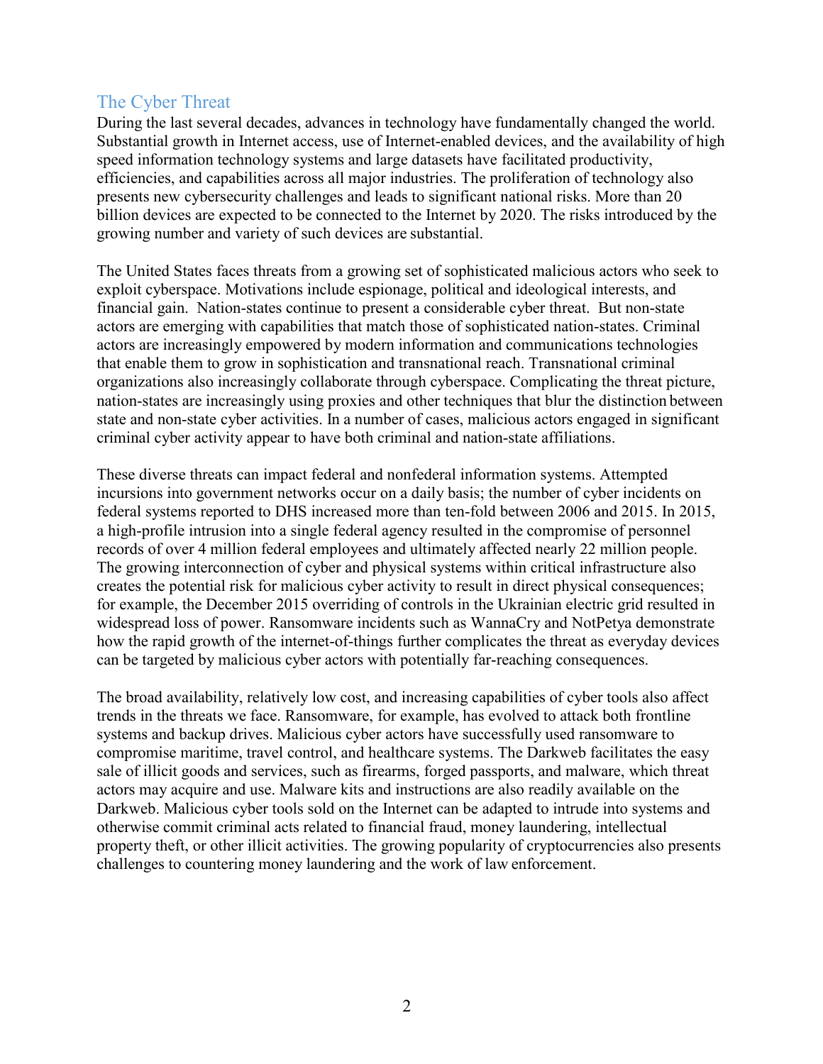## The Cyber Threat

During the last several decades, advances in technology have fundamentally changed the world. Substantial growth in Internet access, use of Internet-enabled devices, and the availability of high speed information technology systems and large datasets have facilitated productivity, efficiencies, and capabilities across all major industries. The proliferation of technology also presents new cybersecurity challenges and leads to significant national risks. More than 20 billion devices are expected to be connected to the Internet by 2020. The risks introduced by the growing number and variety of such devices are substantial.

The United States faces threats from a growing set of sophisticated malicious actors who seek to exploit cyberspace. Motivations include espionage, political and ideological interests, and financial gain. Nation-states continue to present a considerable cyber threat. But non-state actors are emerging with capabilities that match those of sophisticated nation-states. Criminal actors are increasingly empowered by modern information and communications technologies that enable them to grow in sophistication and transnational reach. Transnational criminal organizations also increasingly collaborate through cyberspace. Complicating the threat picture, nation-states are increasingly using proxies and other techniques that blur the distinction between state and non-state cyber activities. In a number of cases, malicious actors engaged in significant criminal cyber activity appear to have both criminal and nation-state affiliations.

These diverse threats can impact federal and nonfederal information systems. Attempted incursions into government networks occur on a daily basis; the number of cyber incidents on federal systems reported to DHS increased more than ten-fold between 2006 and 2015. In 2015, a high-profile intrusion into a single federal agency resulted in the compromise of personnel records of over 4 million federal employees and ultimately affected nearly 22 million people. The growing interconnection of cyber and physical systems within critical infrastructure also creates the potential risk for malicious cyber activity to result in direct physical consequences; for example, the December 2015 overriding of controls in the Ukrainian electric grid resulted in widespread loss of power. Ransomware incidents such as WannaCry and NotPetya demonstrate how the rapid growth of the internet-of-things further complicates the threat as everyday devices can be targeted by malicious cyber actors with potentially far-reaching consequences.

The broad availability, relatively low cost, and increasing capabilities of cyber tools also affect trends in the threats we face. Ransomware, for example, has evolved to attack both frontline systems and backup drives. Malicious cyber actors have successfully used ransomware to compromise maritime, travel control, and healthcare systems. The Darkweb facilitates the easy sale of illicit goods and services, such as firearms, forged passports, and malware, which threat actors may acquire and use. Malware kits and instructions are also readily available on the Darkweb. Malicious cyber tools sold on the Internet can be adapted to intrude into systems and otherwise commit criminal acts related to financial fraud, money laundering, intellectual property theft, or other illicit activities. The growing popularity of cryptocurrencies also presents challenges to countering money laundering and the work of law enforcement.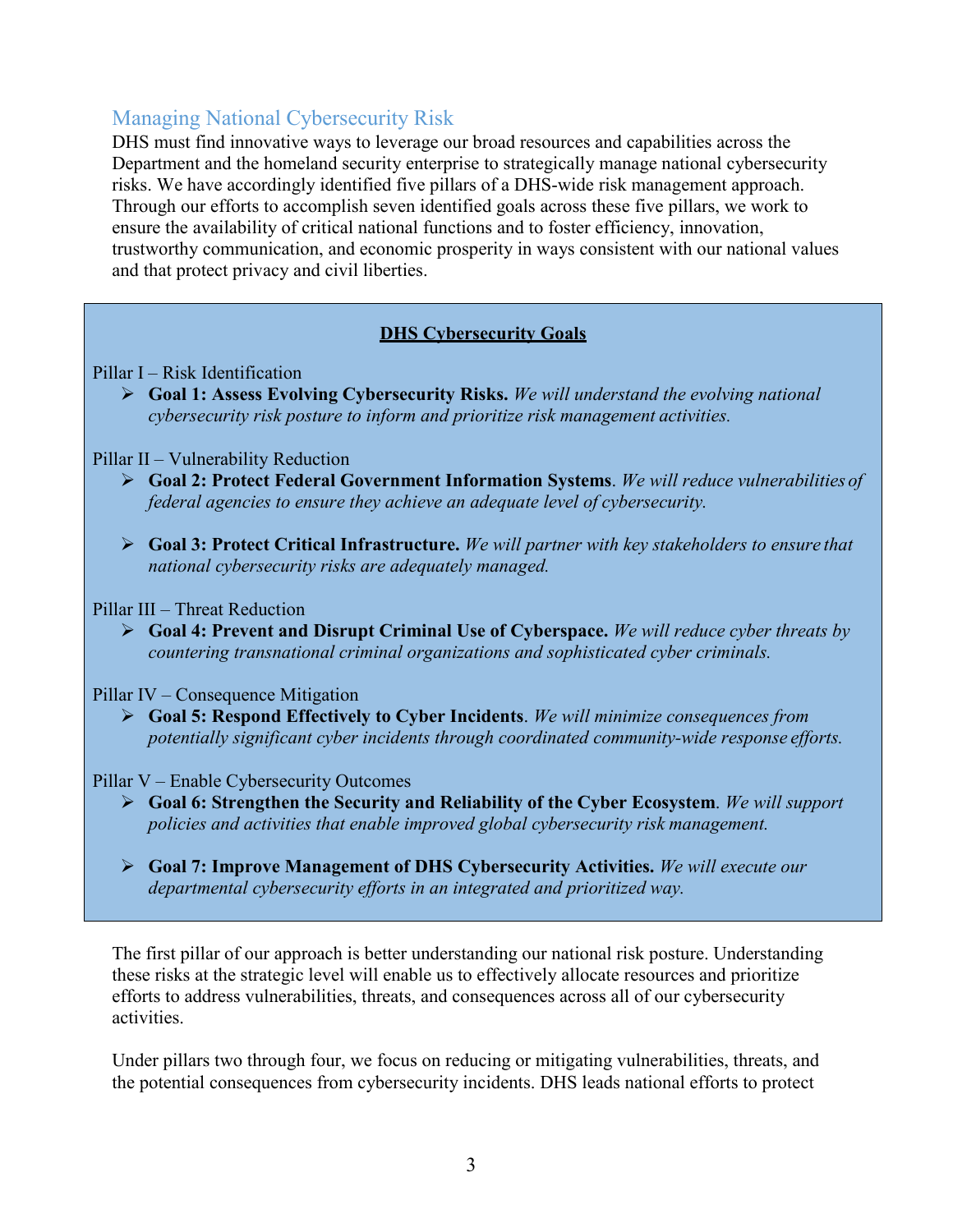## Managing National Cybersecurity Risk

DHS must find innovative ways to leverage our broad resources and capabilities across the Department and the homeland security enterprise to strategically manage national cybersecurity risks. We have accordingly identified five pillars of a DHS-wide risk management approach. Through our efforts to accomplish seven identified goals across these five pillars, we work to ensure the availability of critical national functions and to foster efficiency, innovation, trustworthy communication, and economic prosperity in ways consistent with our national values and that protect privacy and civil liberties.

**DHS Cybersecurity Goals**

Pillar I – Risk Identification

- **Goal 1: Assess Evolving Cybersecurity Risks.** *We will understand the evolving national cybersecurity risk posture to inform and prioritize risk management activities.*

Pillar II – Vulnerability Reduction

- **Goal 2: Protect Federal Government Information Systems**. *We will reduce vulnerabilities of federal agencies to ensure they achieve an adequate level of cybersecurity.*
- **Goal 3: Protect Critical Infrastructure.** *We will partner with key stakeholders to ensure that national cybersecurity risks are adequately managed.*

Pillar III – Threat Reduction

- **Goal 4: Prevent and Disrupt Criminal Use of Cyberspace.** *We will reduce cyber threats by countering transnational criminal organizations and sophisticated cyber criminals.*

Pillar IV – Consequence Mitigation

- **Goal 5: Respond Effectively to Cyber Incidents**. *We will minimize consequences from potentially significant cyber incidents through coordinated community-wide response efforts.*

Pillar V – Enable Cybersecurity Outcomes

- **Goal 6: Strengthen the Security and Reliability of the Cyber Ecosystem**. *We will support policies and activities that enable improved global cybersecurity risk management.*
- **Goal 7: Improve Management of DHS Cybersecurity Activities.** *We will execute our departmental cybersecurity efforts in an integrated and prioritized way.*

The first pillar of our approach is better understanding our national risk posture. Understanding these risks at the strategic level will enable us to effectively allocate resources and prioritize efforts to address vulnerabilities, threats, and consequences across all of our cybersecurity activities.

Under pillars two through four, we focus on reducing or mitigating vulnerabilities, threats, and the potential consequences from cybersecurity incidents. DHS leads national efforts to protect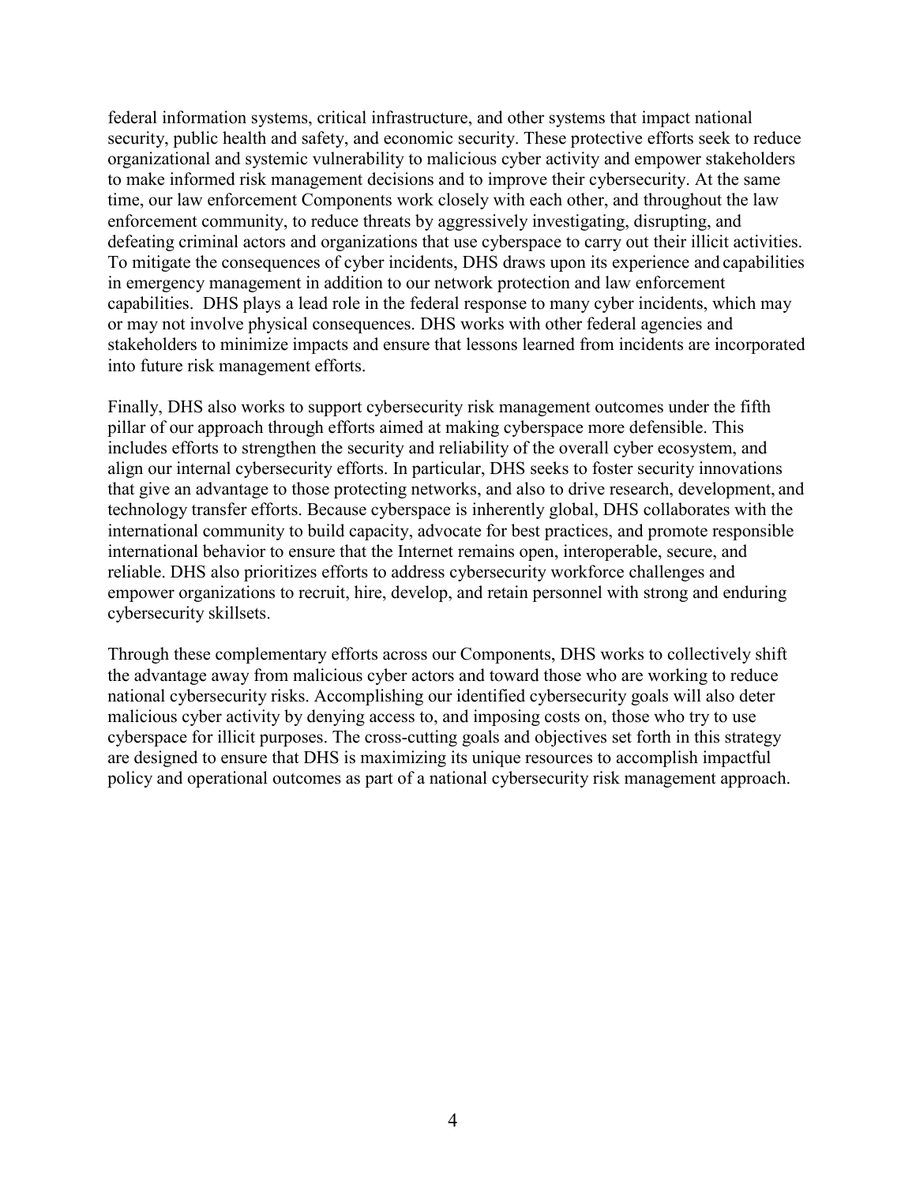federal information systems, critical infrastructure, and other systems that impact national security, public health and safety, and economic security. These protective efforts seek to reduce organizational and systemic vulnerability to malicious cyber activity and empower stakeholders to make informed risk management decisions and to improve their cybersecurity. At the same time, our law enforcement Components work closely with each other, and throughout the law enforcement community, to reduce threats by aggressively investigating, disrupting, and defeating criminal actors and organizations that use cyberspace to carry out their illicit activities. To mitigate the consequences of cyber incidents, DHS draws upon its experience and capabilities in emergency management in addition to our network protection and law enforcement capabilities. DHS plays a lead role in the federal response to many cyber incidents, which may or may not involve physical consequences. DHS works with other federal agencies and stakeholders to minimize impacts and ensure that lessons learned from incidents are incorporated into future risk management efforts.

Finally, DHS also works to support cybersecurity risk management outcomes under the fifth pillar of our approach through efforts aimed at making cyberspace more defensible. This includes efforts to strengthen the security and reliability of the overall cyber ecosystem, and align our internal cybersecurity efforts. In particular, DHS seeks to foster security innovations that give an advantage to those protecting networks, and also to drive research, development, and technology transfer efforts. Because cyberspace is inherently global, DHS collaborates with the international community to build capacity, advocate for best practices, and promote responsible international behavior to ensure that the Internet remains open, interoperable, secure, and reliable. DHS also prioritizes efforts to address cybersecurity workforce challenges and empower organizations to recruit, hire, develop, and retain personnel with strong and enduring cybersecurity skillsets.

Through these complementary efforts across our Components, DHS works to collectively shift the advantage away from malicious cyber actors and toward those who are working to reduce national cybersecurity risks. Accomplishing our identified cybersecurity goals will also deter malicious cyber activity by denying access to, and imposing costs on, those who try to use cyberspace for illicit purposes. The cross-cutting goals and objectives set forth in this strategy are designed to ensure that DHS is maximizing its unique resources to accomplish impactful policy and operational outcomes as part of a national cybersecurity risk management approach.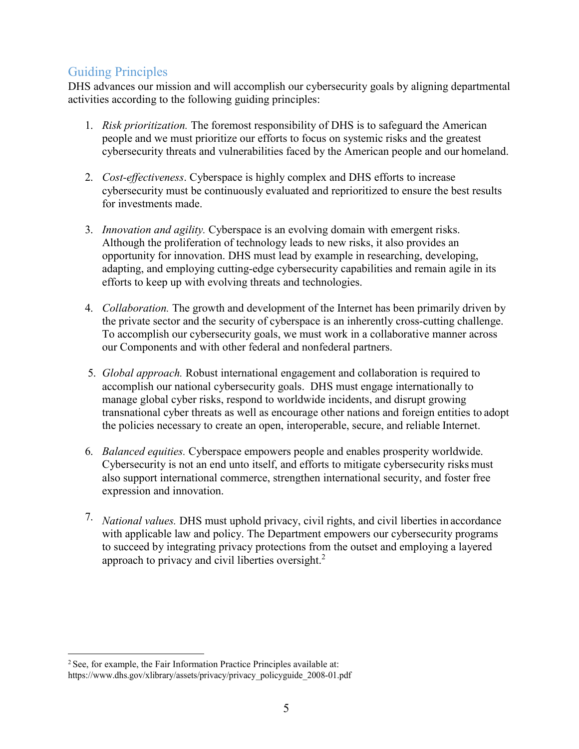## Guiding Principles

DHS advances our mission and will accomplish our cybersecurity goals by aligning departmental activities according to the following guiding principles:

1. *Risk prioritization.* The foremost responsibility of DHS is to safeguard the American people and we must prioritize our efforts to focus on systemic risks and the greatest cybersecurity threats and vulnerabilities faced by the American people and our homeland.

2. *Cost-effectiveness*. Cyberspace is highly complex and DHS efforts to increase cybersecurity must be continuously evaluated and reprioritized to ensure the best results for investments made.

3. *Innovation and agility.* Cyberspace is an evolving domain with emergent risks. Although the proliferation of technology leads to new risks, it also provides an opportunity for innovation. DHS must lead by example in researching, developing, adapting, and employing cutting-edge cybersecurity capabilities and remain agile in its efforts to keep up with evolving threats and technologies.

4. *Collaboration.* The growth and development of the Internet has been primarily driven by the private sector and the security of cyberspace is an inherently cross-cutting challenge. To accomplish our cybersecurity goals, we must work in a collaborative manner across our Components and with other federal and nonfederal partners.

5. *Global approach.* Robust international engagement and collaboration is required to accomplish our national cybersecurity goals. DHS must engage internationally to manage global cyber risks, respond to worldwide incidents, and disrupt growing transnational cyber threats as well as encourage other nations and foreign entities to adopt the policies necessary to create an open, interoperable, secure, and reliable Internet.

6. *Balanced equities.* Cyberspace empowers people and enables prosperity worldwide. Cybersecurity is not an end unto itself, and efforts to mitigate cybersecurity risks must also support international commerce, strengthen international security, and foster free expression and innovation.

7. *National values.* DHS must uphold privacy, civil rights, and civil liberties in accordance with applicable law and policy. The Department empowers our cybersecurity programs to succeed by integrating privacy protections from the outset and employing a layered approach to privacy and civil liberties oversight.[2]

---

[2] See, for example, the Fair Information Practice Principles available at: https://www.dhs.gov/xlibrary/assets/privacy/privacy_policyguide_2008-01.pdf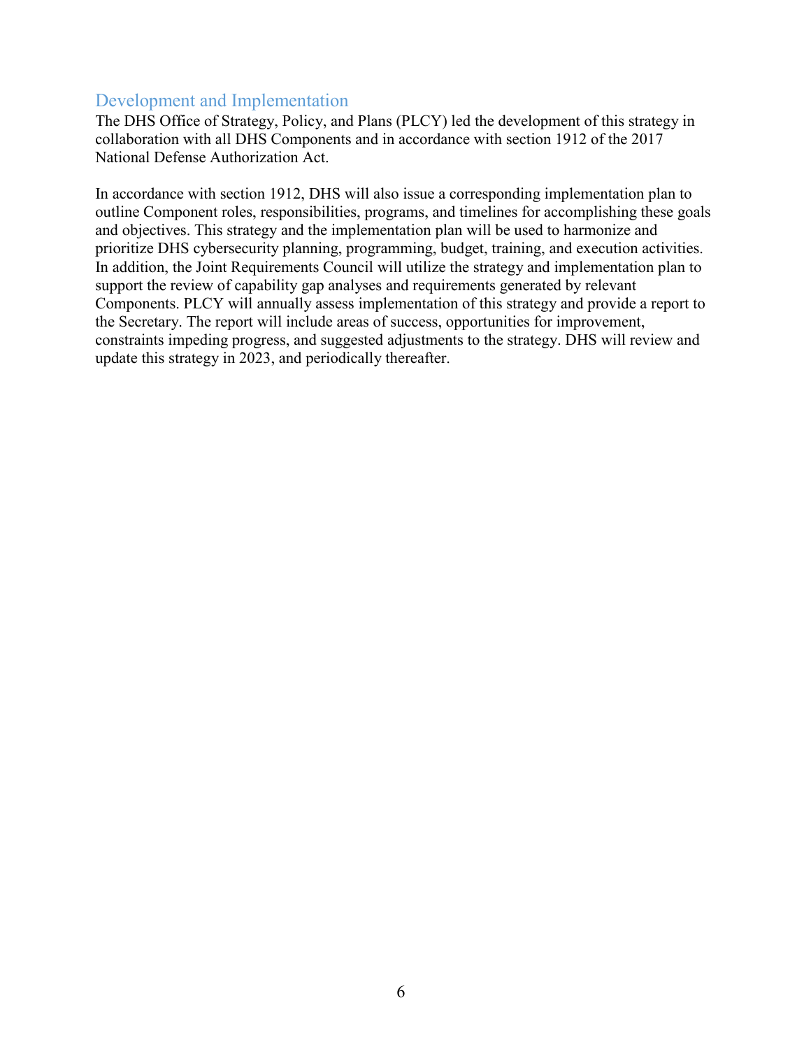## Development and Implementation

The DHS Office of Strategy, Policy, and Plans (PLCY) led the development of this strategy in collaboration with all DHS Components and in accordance with section 1912 of the 2017 National Defense Authorization Act.

In accordance with section 1912, DHS will also issue a corresponding implementation plan to outline Component roles, responsibilities, programs, and timelines for accomplishing these goals and objectives. This strategy and the implementation plan will be used to harmonize and prioritize DHS cybersecurity planning, programming, budget, training, and execution activities. In addition, the Joint Requirements Council will utilize the strategy and implementation plan to support the review of capability gap analyses and requirements generated by relevant Components. PLCY will annually assess implementation of this strategy and provide a report to the Secretary. The report will include areas of success, opportunities for improvement, constraints impeding progress, and suggested adjustments to the strategy. DHS will review and update this strategy in 2023, and periodically thereafter.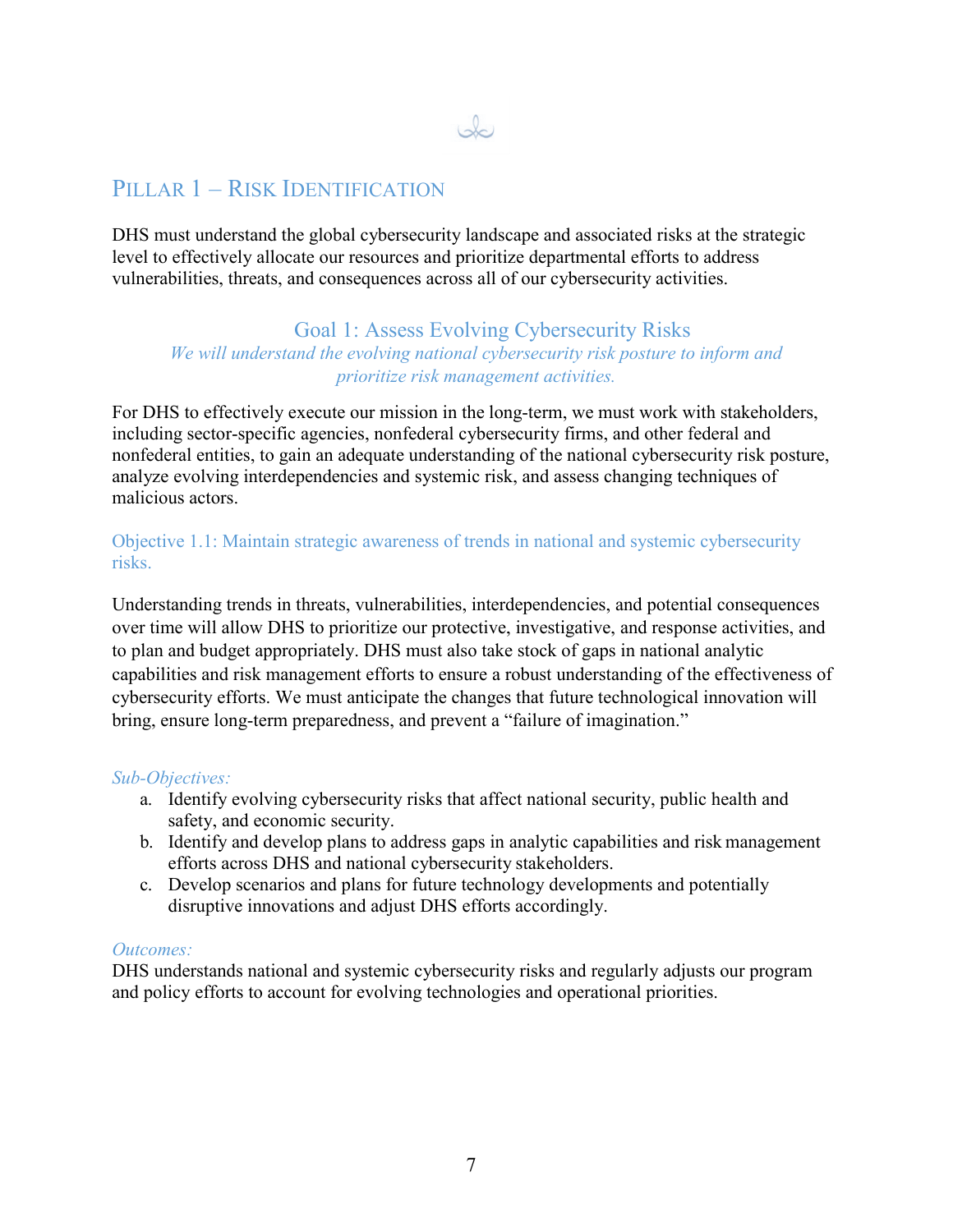## PILLAR 1 – RISK IDENTIFICATION

DHS must understand the global cybersecurity landscape and associated risks at the strategic level to effectively allocate our resources and prioritize departmental efforts to address vulnerabilities, threats, and consequences across all of our cybersecurity activities.

### Goal 1: Assess Evolving Cybersecurity Risks

*We will understand the evolving national cybersecurity risk posture to inform and prioritize risk management activities.*

For DHS to effectively execute our mission in the long-term, we must work with stakeholders, including sector-specific agencies, nonfederal cybersecurity firms, and other federal and nonfederal entities, to gain an adequate understanding of the national cybersecurity risk posture, analyze evolving interdependencies and systemic risk, and assess changing techniques of malicious actors.

#### Objective 1.1: Maintain strategic awareness of trends in national and systemic cybersecurity risks.

Understanding trends in threats, vulnerabilities, interdependencies, and potential consequences over time will allow DHS to prioritize our protective, investigative, and response activities, and to plan and budget appropriately. DHS must also take stock of gaps in national analytic capabilities and risk management efforts to ensure a robust understanding of the effectiveness of cybersecurity efforts. We must anticipate the changes that future technological innovation will bring, ensure long-term preparedness, and prevent a "failure of imagination."

*Sub-Objectives:*

a. Identify evolving cybersecurity risks that affect national security, public health and safety, and economic security.
b. Identify and develop plans to address gaps in analytic capabilities and risk management efforts across DHS and national cybersecurity stakeholders.
c. Develop scenarios and plans for future technology developments and potentially disruptive innovations and adjust DHS efforts accordingly.

*Outcomes:*

DHS understands national and systemic cybersecurity risks and regularly adjusts our program and policy efforts to account for evolving technologies and operational priorities.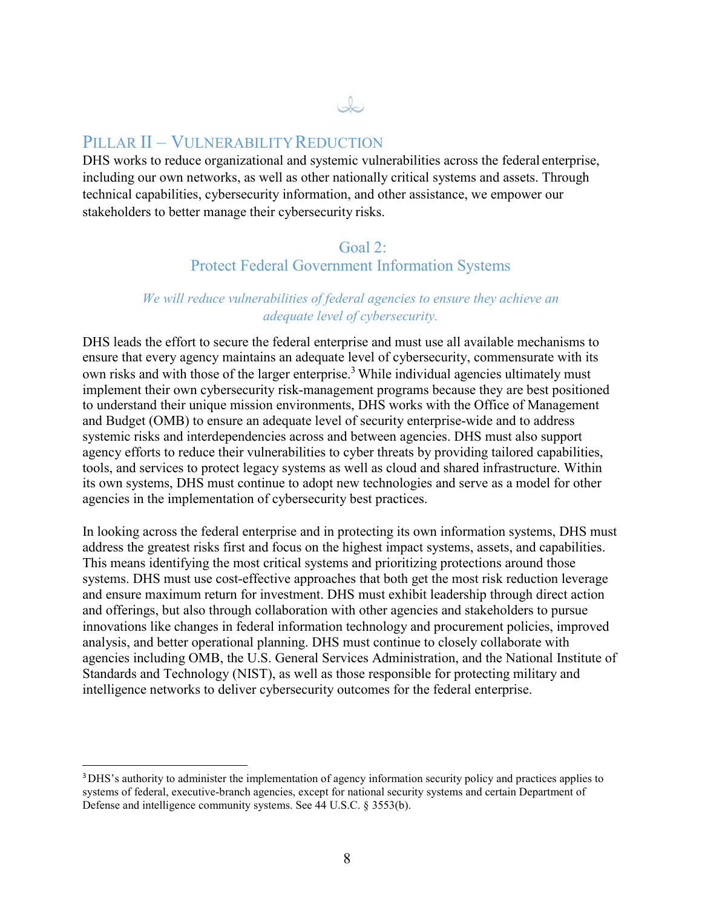## PILLAR II – VULNERABILITY REDUCTION

DHS works to reduce organizational and systemic vulnerabilities across the federal enterprise, including our own networks, as well as other nationally critical systems and assets. Through technical capabilities, cybersecurity information, and other assistance, we empower our stakeholders to better manage their cybersecurity risks.

### Goal 2: Protect Federal Government Information Systems

*We will reduce vulnerabilities of federal agencies to ensure they achieve an adequate level of cybersecurity.*

DHS leads the effort to secure the federal enterprise and must use all available mechanisms to ensure that every agency maintains an adequate level of cybersecurity, commensurate with its own risks and with those of the larger enterprise.[3] While individual agencies ultimately must implement their own cybersecurity risk-management programs because they are best positioned to understand their unique mission environments, DHS works with the Office of Management and Budget (OMB) to ensure an adequate level of security enterprise-wide and to address systemic risks and interdependencies across and between agencies. DHS must also support agency efforts to reduce their vulnerabilities to cyber threats by providing tailored capabilities, tools, and services to protect legacy systems as well as cloud and shared infrastructure. Within its own systems, DHS must continue to adopt new technologies and serve as a model for other agencies in the implementation of cybersecurity best practices.

In looking across the federal enterprise and in protecting its own information systems, DHS must address the greatest risks first and focus on the highest impact systems, assets, and capabilities. This means identifying the most critical systems and prioritizing protections around those systems. DHS must use cost-effective approaches that both get the most risk reduction leverage and ensure maximum return for investment. DHS must exhibit leadership through direct action and offerings, but also through collaboration with other agencies and stakeholders to pursue innovations like changes in federal information technology and procurement policies, improved analysis, and better operational planning. DHS must continue to closely collaborate with agencies including OMB, the U.S. General Services Administration, and the National Institute of Standards and Technology (NIST), as well as those responsible for protecting military and intelligence networks to deliver cybersecurity outcomes for the federal enterprise.

---

[3] DHS's authority to administer the implementation of agency information security policy and practices applies to systems of federal, executive-branch agencies, except for national security systems and certain Department of Defense and intelligence community systems. See 44 U.S.C. § 3553(b).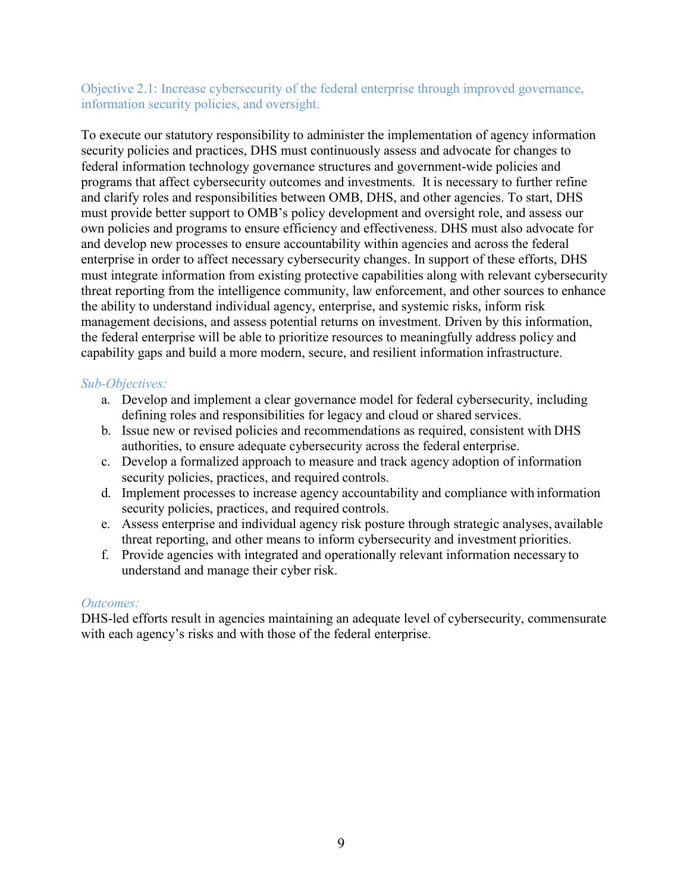### Objective 2.1: Increase cybersecurity of the federal enterprise through improved governance, information security policies, and oversight.

To execute our statutory responsibility to administer the implementation of agency information security policies and practices, DHS must continuously assess and advocate for changes to federal information technology governance structures and government-wide policies and programs that affect cybersecurity outcomes and investments. It is necessary to further refine and clarify roles and responsibilities between OMB, DHS, and other agencies. To start, DHS must provide better support to OMB's policy development and oversight role, and assess our own policies and programs to ensure efficiency and effectiveness. DHS must also advocate for and develop new processes to ensure accountability within agencies and across the federal enterprise in order to affect necessary cybersecurity changes. In support of these efforts, DHS must integrate information from existing protective capabilities along with relevant cybersecurity threat reporting from the intelligence community, law enforcement, and other sources to enhance the ability to understand individual agency, enterprise, and systemic risks, inform risk management decisions, and assess potential returns on investment. Driven by this information, the federal enterprise will be able to prioritize resources to meaningfully address policy and capability gaps and build a more modern, secure, and resilient information infrastructure.

*Sub-Objectives:*

a. Develop and implement a clear governance model for federal cybersecurity, including defining roles and responsibilities for legacy and cloud or shared services.
b. Issue new or revised policies and recommendations as required, consistent with DHS authorities, to ensure adequate cybersecurity across the federal enterprise.
c. Develop a formalized approach to measure and track agency adoption of information security policies, practices, and required controls.
d. Implement processes to increase agency accountability and compliance with information security policies, practices, and required controls.
e. Assess enterprise and individual agency risk posture through strategic analyses, available threat reporting, and other means to inform cybersecurity and investment priorities.
f. Provide agencies with integrated and operationally relevant information necessary to understand and manage their cyber risk.

*Outcomes:*

DHS-led efforts result in agencies maintaining an adequate level of cybersecurity, commensurate with each agency's risks and with those of the federal enterprise.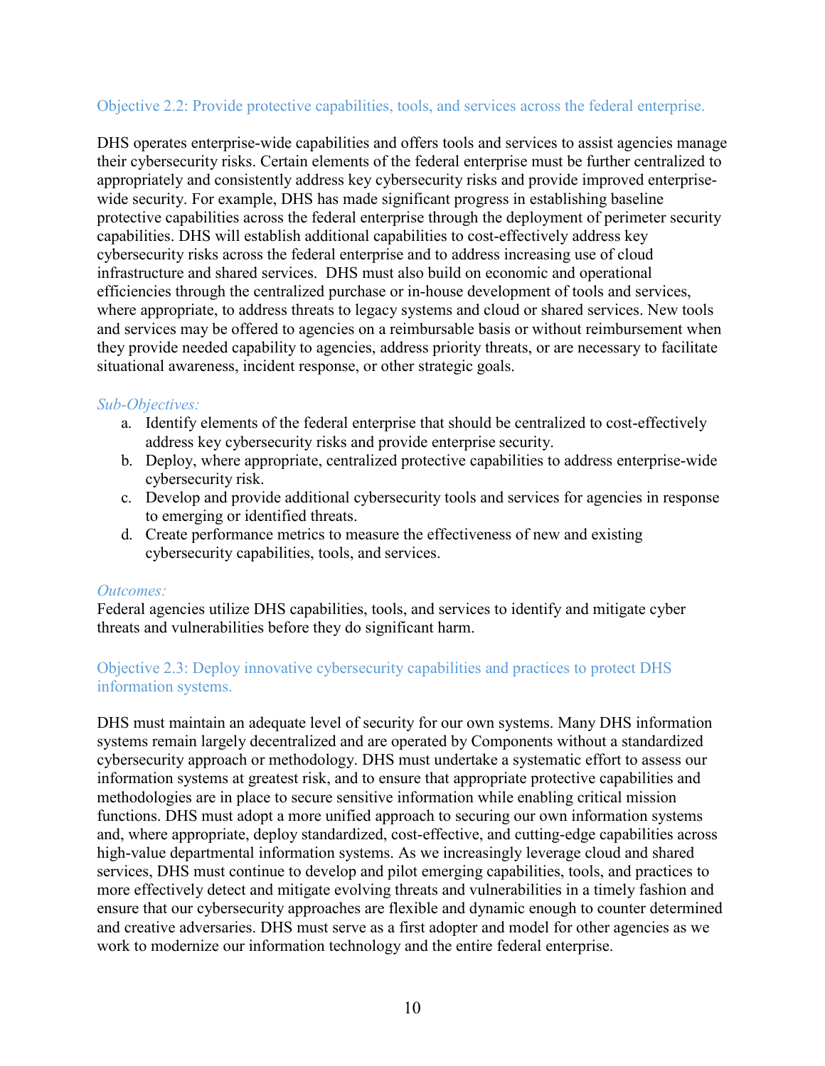### Objective 2.2: Provide protective capabilities, tools, and services across the federal enterprise.

DHS operates enterprise-wide capabilities and offers tools and services to assist agencies manage their cybersecurity risks. Certain elements of the federal enterprise must be further centralized to appropriately and consistently address key cybersecurity risks and provide improved enterprise-wide security. For example, DHS has made significant progress in establishing baseline protective capabilities across the federal enterprise through the deployment of perimeter security capabilities. DHS will establish additional capabilities to cost-effectively address key cybersecurity risks across the federal enterprise and to address increasing use of cloud infrastructure and shared services. DHS must also build on economic and operational efficiencies through the centralized purchase or in-house development of tools and services, where appropriate, to address threats to legacy systems and cloud or shared services. New tools and services may be offered to agencies on a reimbursable basis or without reimbursement when they provide needed capability to agencies, address priority threats, or are necessary to facilitate situational awareness, incident response, or other strategic goals.

*Sub-Objectives:*

a. Identify elements of the federal enterprise that should be centralized to cost-effectively address key cybersecurity risks and provide enterprise security.
b. Deploy, where appropriate, centralized protective capabilities to address enterprise-wide cybersecurity risk.
c. Develop and provide additional cybersecurity tools and services for agencies in response to emerging or identified threats.
d. Create performance metrics to measure the effectiveness of new and existing cybersecurity capabilities, tools, and services.

*Outcomes:*

Federal agencies utilize DHS capabilities, tools, and services to identify and mitigate cyber threats and vulnerabilities before they do significant harm.

### Objective 2.3: Deploy innovative cybersecurity capabilities and practices to protect DHS information systems.

DHS must maintain an adequate level of security for our own systems. Many DHS information systems remain largely decentralized and are operated by Components without a standardized cybersecurity approach or methodology. DHS must undertake a systematic effort to assess our information systems at greatest risk, and to ensure that appropriate protective capabilities and methodologies are in place to secure sensitive information while enabling critical mission functions. DHS must adopt a more unified approach to securing our own information systems and, where appropriate, deploy standardized, cost-effective, and cutting-edge capabilities across high-value departmental information systems. As we increasingly leverage cloud and shared services, DHS must continue to develop and pilot emerging capabilities, tools, and practices to more effectively detect and mitigate evolving threats and vulnerabilities in a timely fashion and ensure that our cybersecurity approaches are flexible and dynamic enough to counter determined and creative adversaries. DHS must serve as a first adopter and model for other agencies as we work to modernize our information technology and the entire federal enterprise.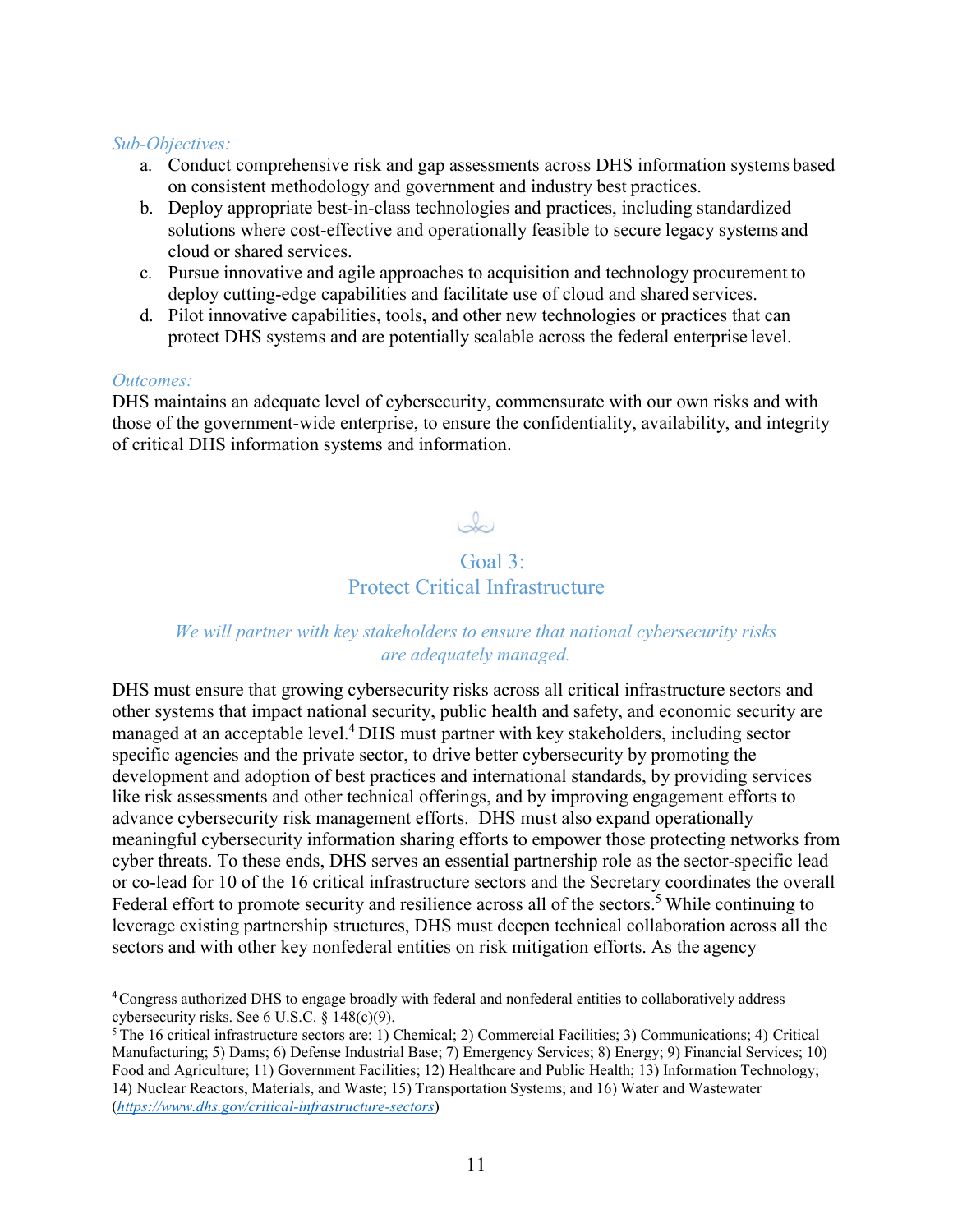*Sub-Objectives:*

a. Conduct comprehensive risk and gap assessments across DHS information systems based on consistent methodology and government and industry best practices.
b. Deploy appropriate best-in-class technologies and practices, including standardized solutions where cost-effective and operationally feasible to secure legacy systems and cloud or shared services.
c. Pursue innovative and agile approaches to acquisition and technology procurement to deploy cutting-edge capabilities and facilitate use of cloud and shared services.
d. Pilot innovative capabilities, tools, and other new technologies or practices that can protect DHS systems and are potentially scalable across the federal enterprise level.

*Outcomes:*

DHS maintains an adequate level of cybersecurity, commensurate with our own risks and with those of the government-wide enterprise, to ensure the confidentiality, availability, and integrity of critical DHS information systems and information.

## Goal 3: Protect Critical Infrastructure

*We will partner with key stakeholders to ensure that national cybersecurity risks are adequately managed.*

DHS must ensure that growing cybersecurity risks across all critical infrastructure sectors and other systems that impact national security, public health and safety, and economic security are managed at an acceptable level.[4] DHS must partner with key stakeholders, including sector specific agencies and the private sector, to drive better cybersecurity by promoting the development and adoption of best practices and international standards, by providing services like risk assessments and other technical offerings, and by improving engagement efforts to advance cybersecurity risk management efforts. DHS must also expand operationally meaningful cybersecurity information sharing efforts to empower those protecting networks from cyber threats. To these ends, DHS serves an essential partnership role as the sector-specific lead or co-lead for 10 of the 16 critical infrastructure sectors and the Secretary coordinates the overall Federal effort to promote security and resilience across all of the sectors.[5] While continuing to leverage existing partnership structures, DHS must deepen technical collaboration across all the sectors and with other key nonfederal entities on risk mitigation efforts. As the agency

---

[4] Congress authorized DHS to engage broadly with federal and nonfederal entities to collaboratively address cybersecurity risks. See 6 U.S.C. § 148(c)(9).

[5] The 16 critical infrastructure sectors are: 1) Chemical; 2) Commercial Facilities; 3) Communications; 4) Critical Manufacturing; 5) Dams; 6) Defense Industrial Base; 7) Emergency Services; 8) Energy; 9) Financial Services; 10) Food and Agriculture; 11) Government Facilities; 12) Healthcare and Public Health; 13) Information Technology; 14) Nuclear Reactors, Materials, and Waste; 15) Transportation Systems; and 16) Water and Wastewater (*https://www.dhs.gov/critical-infrastructure-sectors*)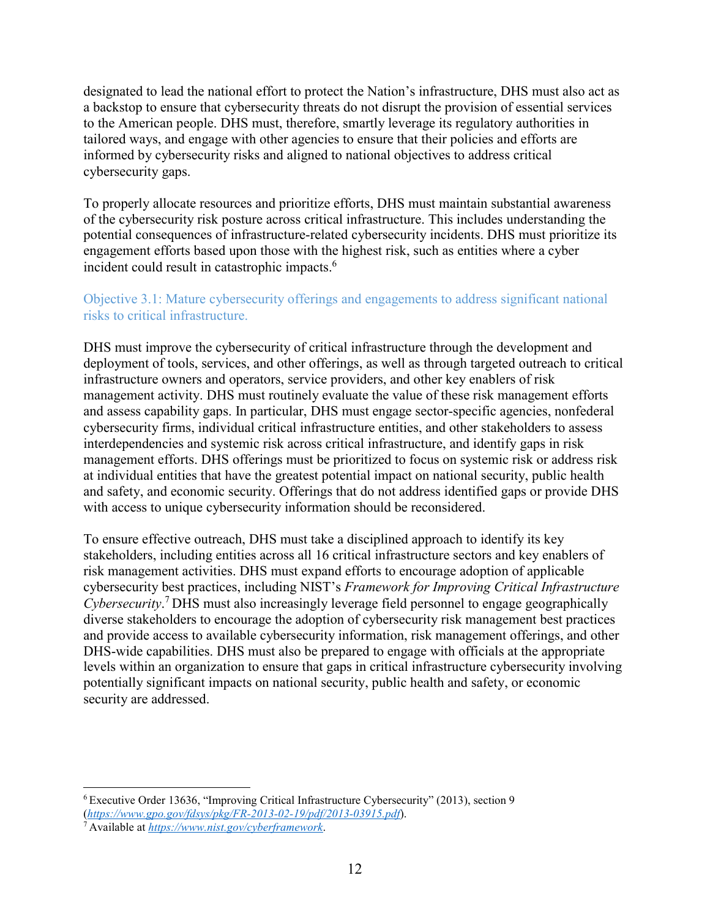designated to lead the national effort to protect the Nation's infrastructure, DHS must also act as a backstop to ensure that cybersecurity threats do not disrupt the provision of essential services to the American people. DHS must, therefore, smartly leverage its regulatory authorities in tailored ways, and engage with other agencies to ensure that their policies and efforts are informed by cybersecurity risks and aligned to national objectives to address critical cybersecurity gaps.

To properly allocate resources and prioritize efforts, DHS must maintain substantial awareness of the cybersecurity risk posture across critical infrastructure. This includes understanding the potential consequences of infrastructure-related cybersecurity incidents. DHS must prioritize its engagement efforts based upon those with the highest risk, such as entities where a cyber incident could result in catastrophic impacts.[6]

### Objective 3.1: Mature cybersecurity offerings and engagements to address significant national risks to critical infrastructure.

DHS must improve the cybersecurity of critical infrastructure through the development and deployment of tools, services, and other offerings, as well as through targeted outreach to critical infrastructure owners and operators, service providers, and other key enablers of risk management activity. DHS must routinely evaluate the value of these risk management efforts and assess capability gaps. In particular, DHS must engage sector-specific agencies, nonfederal cybersecurity firms, individual critical infrastructure entities, and other stakeholders to assess interdependencies and systemic risk across critical infrastructure, and identify gaps in risk management efforts. DHS offerings must be prioritized to focus on systemic risk or address risk at individual entities that have the greatest potential impact on national security, public health and safety, and economic security. Offerings that do not address identified gaps or provide DHS with access to unique cybersecurity information should be reconsidered.

To ensure effective outreach, DHS must take a disciplined approach to identify its key stakeholders, including entities across all 16 critical infrastructure sectors and key enablers of risk management activities. DHS must expand efforts to encourage adoption of applicable cybersecurity best practices, including NIST's *Framework for Improving Critical Infrastructure Cybersecurity*.[7] DHS must also increasingly leverage field personnel to engage geographically diverse stakeholders to encourage the adoption of cybersecurity risk management best practices and provide access to available cybersecurity information, risk management offerings, and other DHS-wide capabilities. DHS must also be prepared to engage with officials at the appropriate levels within an organization to ensure that gaps in critical infrastructure cybersecurity involving potentially significant impacts on national security, public health and safety, or economic security are addressed.

---

[6] Executive Order 13636, "Improving Critical Infrastructure Cybersecurity" (2013), section 9 (*https://www.gpo.gov/fdsys/pkg/FR-2013-02-19/pdf/2013-03915.pdf*).

[7] Available at *https://www.nist.gov/cyberframework*.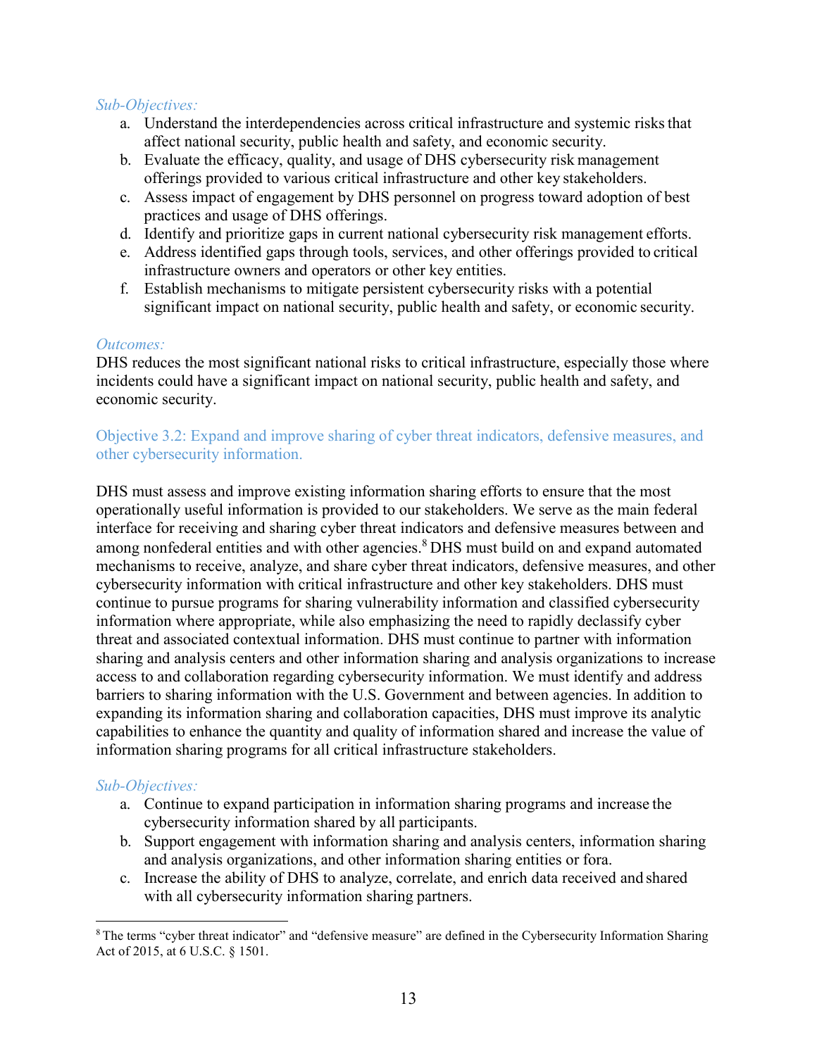*Sub-Objectives:*

a. Understand the interdependencies across critical infrastructure and systemic risks that affect national security, public health and safety, and economic security.
b. Evaluate the efficacy, quality, and usage of DHS cybersecurity risk management offerings provided to various critical infrastructure and other key stakeholders.
c. Assess impact of engagement by DHS personnel on progress toward adoption of best practices and usage of DHS offerings.
d. Identify and prioritize gaps in current national cybersecurity risk management efforts.
e. Address identified gaps through tools, services, and other offerings provided to critical infrastructure owners and operators or other key entities.
f. Establish mechanisms to mitigate persistent cybersecurity risks with a potential significant impact on national security, public health and safety, or economic security.

*Outcomes:*

DHS reduces the most significant national risks to critical infrastructure, especially those where incidents could have a significant impact on national security, public health and safety, and economic security.

### Objective 3.2: Expand and improve sharing of cyber threat indicators, defensive measures, and other cybersecurity information.

DHS must assess and improve existing information sharing efforts to ensure that the most operationally useful information is provided to our stakeholders. We serve as the main federal interface for receiving and sharing cyber threat indicators and defensive measures between and among nonfederal entities and with other agencies.[8] DHS must build on and expand automated mechanisms to receive, analyze, and share cyber threat indicators, defensive measures, and other cybersecurity information with critical infrastructure and other key stakeholders. DHS must continue to pursue programs for sharing vulnerability information and classified cybersecurity information where appropriate, while also emphasizing the need to rapidly declassify cyber threat and associated contextual information. DHS must continue to partner with information sharing and analysis centers and other information sharing and analysis organizations to increase access to and collaboration regarding cybersecurity information. We must identify and address barriers to sharing information with the U.S. Government and between agencies. In addition to expanding its information sharing and collaboration capacities, DHS must improve its analytic capabilities to enhance the quantity and quality of information shared and increase the value of information sharing programs for all critical infrastructure stakeholders.

*Sub-Objectives:*

a. Continue to expand participation in information sharing programs and increase the cybersecurity information shared by all participants.
b. Support engagement with information sharing and analysis centers, information sharing and analysis organizations, and other information sharing entities or fora.
c. Increase the ability of DHS to analyze, correlate, and enrich data received and shared with all cybersecurity information sharing partners.

---

[8] The terms "cyber threat indicator" and "defensive measure" are defined in the Cybersecurity Information Sharing Act of 2015, at 6 U.S.C. § 1501.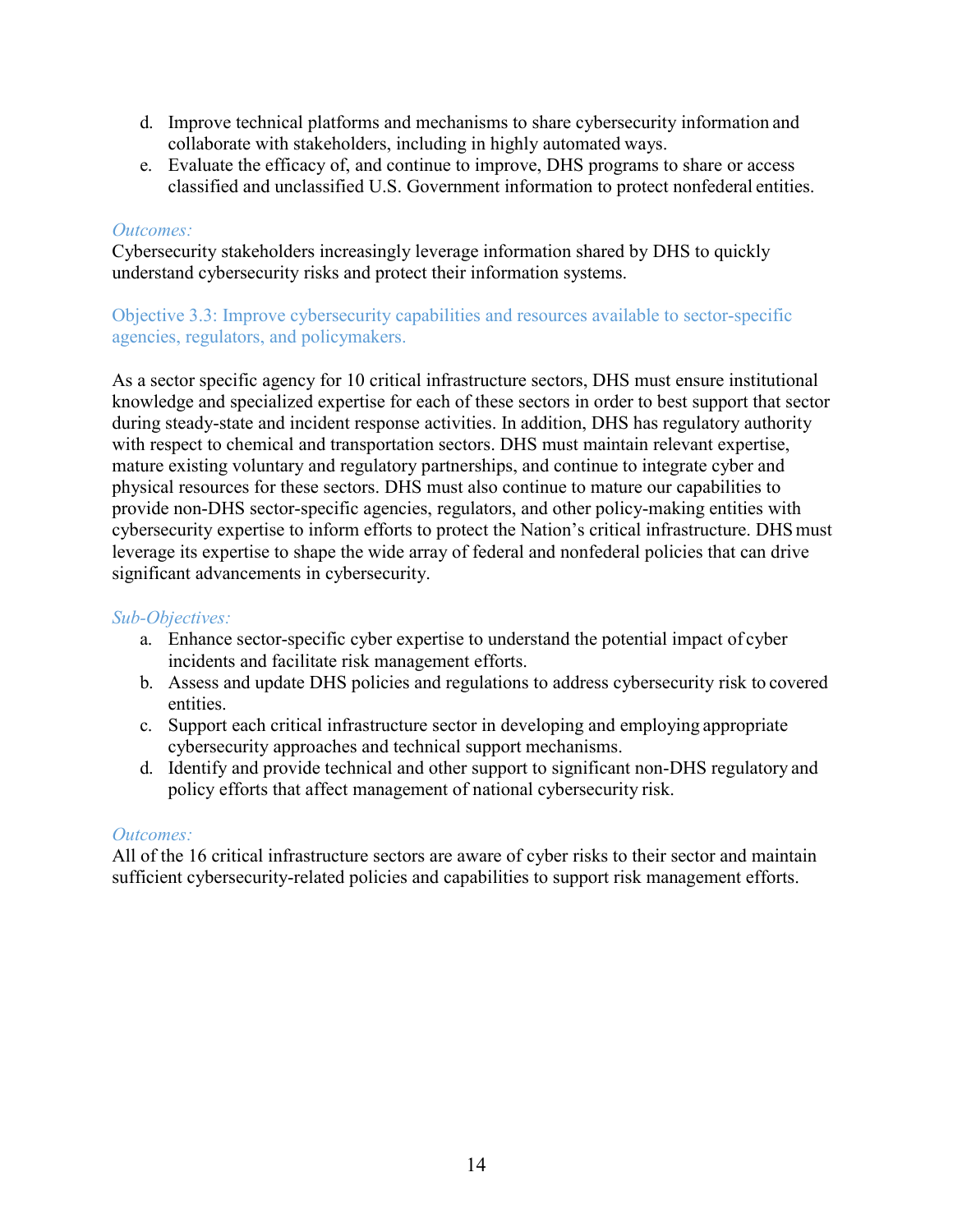d. Improve technical platforms and mechanisms to share cybersecurity information and collaborate with stakeholders, including in highly automated ways.
e. Evaluate the efficacy of, and continue to improve, DHS programs to share or access classified and unclassified U.S. Government information to protect nonfederal entities.

*Outcomes:*

Cybersecurity stakeholders increasingly leverage information shared by DHS to quickly understand cybersecurity risks and protect their information systems.

### Objective 3.3: Improve cybersecurity capabilities and resources available to sector-specific agencies, regulators, and policymakers.

As a sector specific agency for 10 critical infrastructure sectors, DHS must ensure institutional knowledge and specialized expertise for each of these sectors in order to best support that sector during steady-state and incident response activities. In addition, DHS has regulatory authority with respect to chemical and transportation sectors. DHS must maintain relevant expertise, mature existing voluntary and regulatory partnerships, and continue to integrate cyber and physical resources for these sectors. DHS must also continue to mature our capabilities to provide non-DHS sector-specific agencies, regulators, and other policy-making entities with cybersecurity expertise to inform efforts to protect the Nation's critical infrastructure. DHS must leverage its expertise to shape the wide array of federal and nonfederal policies that can drive significant advancements in cybersecurity.

*Sub-Objectives:*

a. Enhance sector-specific cyber expertise to understand the potential impact of cyber incidents and facilitate risk management efforts.
b. Assess and update DHS policies and regulations to address cybersecurity risk to covered entities.
c. Support each critical infrastructure sector in developing and employing appropriate cybersecurity approaches and technical support mechanisms.
d. Identify and provide technical and other support to significant non-DHS regulatory and policy efforts that affect management of national cybersecurity risk.

*Outcomes:*

All of the 16 critical infrastructure sectors are aware of cyber risks to their sector and maintain sufficient cybersecurity-related policies and capabilities to support risk management efforts.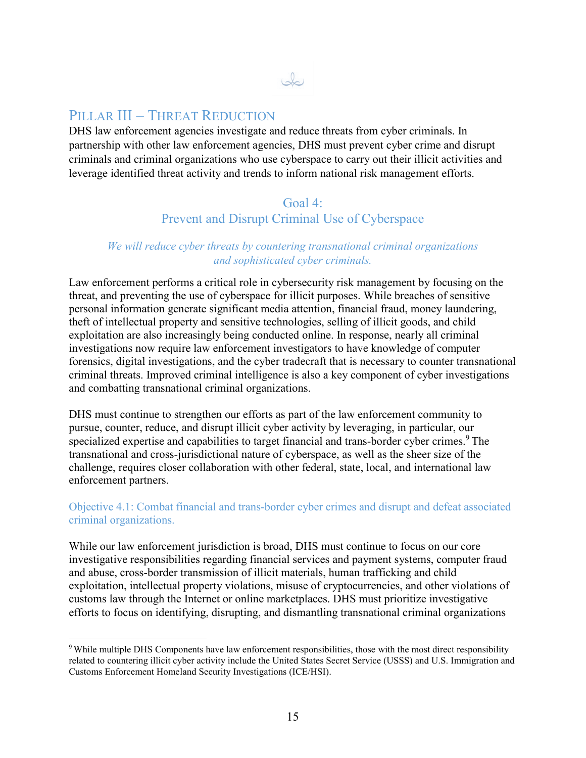## Pillar III – Threat Reduction

DHS law enforcement agencies investigate and reduce threats from cyber criminals. In partnership with other law enforcement agencies, DHS must prevent cyber crime and disrupt criminals and criminal organizations who use cyberspace to carry out their illicit activities and leverage identified threat activity and trends to inform national risk management efforts.

### Goal 4: Prevent and Disrupt Criminal Use of Cyberspace

*We will reduce cyber threats by countering transnational criminal organizations and sophisticated cyber criminals.*

Law enforcement performs a critical role in cybersecurity risk management by focusing on the threat, and preventing the use of cyberspace for illicit purposes. While breaches of sensitive personal information generate significant media attention, financial fraud, money laundering, theft of intellectual property and sensitive technologies, selling of illicit goods, and child exploitation are also increasingly being conducted online. In response, nearly all criminal investigations now require law enforcement investigators to have knowledge of computer forensics, digital investigations, and the cyber tradecraft that is necessary to counter transnational criminal threats. Improved criminal intelligence is also a key component of cyber investigations and combatting transnational criminal organizations.

DHS must continue to strengthen our efforts as part of the law enforcement community to pursue, counter, reduce, and disrupt illicit cyber activity by leveraging, in particular, our specialized expertise and capabilities to target financial and trans-border cyber crimes.[9] The transnational and cross-jurisdictional nature of cyberspace, as well as the sheer size of the challenge, requires closer collaboration with other federal, state, local, and international law enforcement partners.

#### Objective 4.1: Combat financial and trans-border cyber crimes and disrupt and defeat associated criminal organizations.

While our law enforcement jurisdiction is broad, DHS must continue to focus on our core investigative responsibilities regarding financial services and payment systems, computer fraud and abuse, cross-border transmission of illicit materials, human trafficking and child exploitation, intellectual property violations, misuse of cryptocurrencies, and other violations of customs law through the Internet or online marketplaces. DHS must prioritize investigative efforts to focus on identifying, disrupting, and dismantling transnational criminal organizations

---

[9] While multiple DHS Components have law enforcement responsibilities, those with the most direct responsibility related to countering illicit cyber activity include the United States Secret Service (USSS) and U.S. Immigration and Customs Enforcement Homeland Security Investigations (ICE/HSI).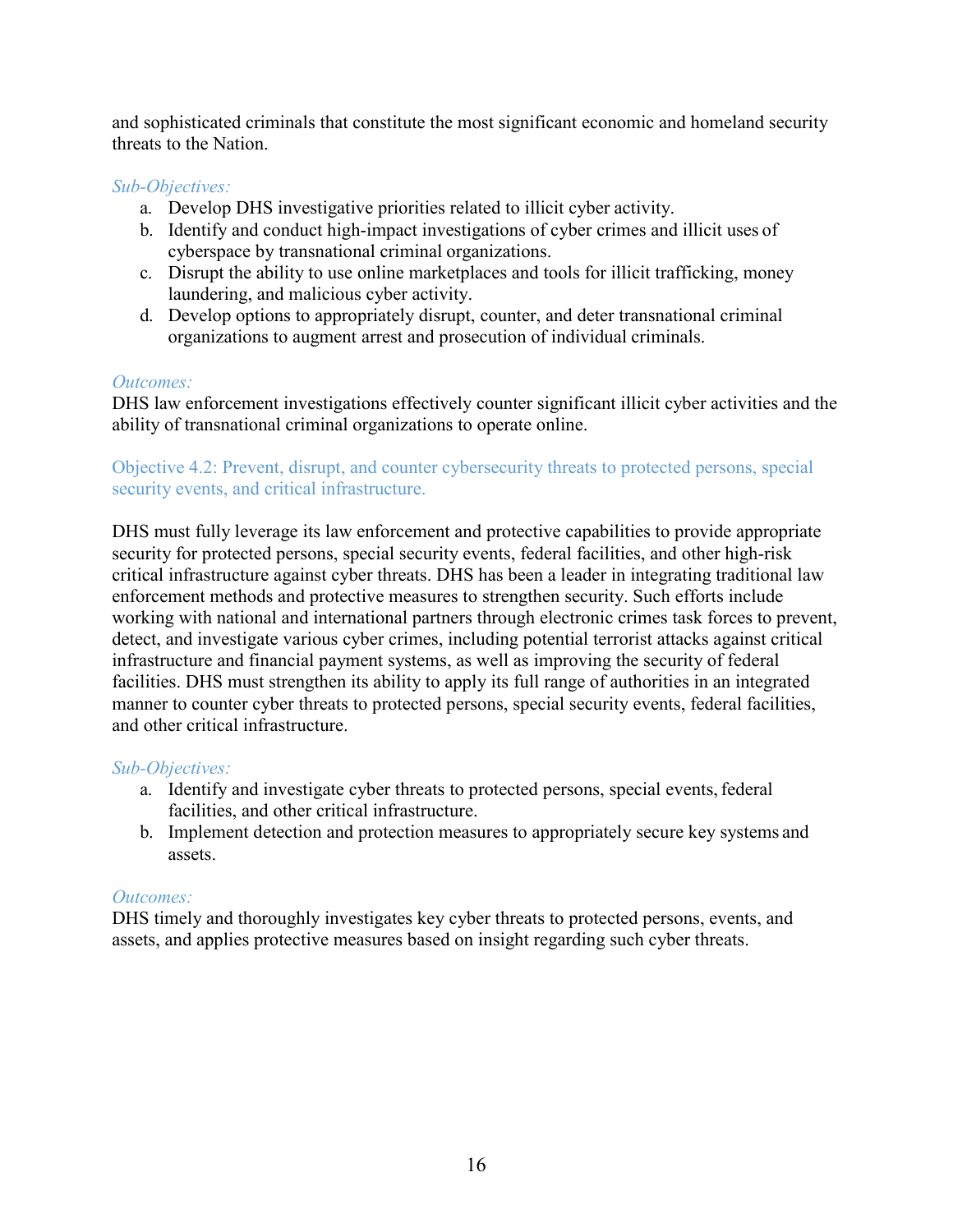and sophisticated criminals that constitute the most significant economic and homeland security threats to the Nation.

*Sub-Objectives:*

a. Develop DHS investigative priorities related to illicit cyber activity.
b. Identify and conduct high-impact investigations of cyber crimes and illicit uses of cyberspace by transnational criminal organizations.
c. Disrupt the ability to use online marketplaces and tools for illicit trafficking, money laundering, and malicious cyber activity.
d. Develop options to appropriately disrupt, counter, and deter transnational criminal organizations to augment arrest and prosecution of individual criminals.

*Outcomes:*

DHS law enforcement investigations effectively counter significant illicit cyber activities and the ability of transnational criminal organizations to operate online.

### Objective 4.2: Prevent, disrupt, and counter cybersecurity threats to protected persons, special security events, and critical infrastructure.

DHS must fully leverage its law enforcement and protective capabilities to provide appropriate security for protected persons, special security events, federal facilities, and other high-risk critical infrastructure against cyber threats. DHS has been a leader in integrating traditional law enforcement methods and protective measures to strengthen security. Such efforts include working with national and international partners through electronic crimes task forces to prevent, detect, and investigate various cyber crimes, including potential terrorist attacks against critical infrastructure and financial payment systems, as well as improving the security of federal facilities. DHS must strengthen its ability to apply its full range of authorities in an integrated manner to counter cyber threats to protected persons, special security events, federal facilities, and other critical infrastructure.

*Sub-Objectives:*

a. Identify and investigate cyber threats to protected persons, special events, federal facilities, and other critical infrastructure.
b. Implement detection and protection measures to appropriately secure key systems and assets.

*Outcomes:*

DHS timely and thoroughly investigates key cyber threats to protected persons, events, and assets, and applies protective measures based on insight regarding such cyber threats.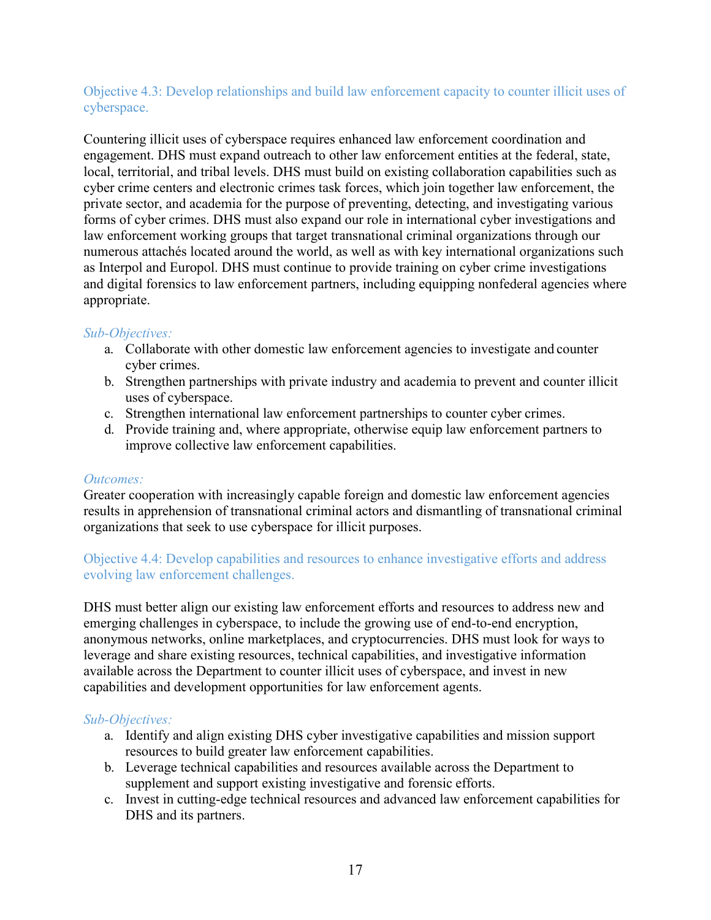### Objective 4.3: Develop relationships and build law enforcement capacity to counter illicit uses of cyberspace.

Countering illicit uses of cyberspace requires enhanced law enforcement coordination and engagement. DHS must expand outreach to other law enforcement entities at the federal, state, local, territorial, and tribal levels. DHS must build on existing collaboration capabilities such as cyber crime centers and electronic crimes task forces, which join together law enforcement, the private sector, and academia for the purpose of preventing, detecting, and investigating various forms of cyber crimes. DHS must also expand our role in international cyber investigations and law enforcement working groups that target transnational criminal organizations through our numerous attachés located around the world, as well as with key international organizations such as Interpol and Europol. DHS must continue to provide training on cyber crime investigations and digital forensics to law enforcement partners, including equipping nonfederal agencies where appropriate.

*Sub-Objectives:*

a. Collaborate with other domestic law enforcement agencies to investigate and counter cyber crimes.
b. Strengthen partnerships with private industry and academia to prevent and counter illicit uses of cyberspace.
c. Strengthen international law enforcement partnerships to counter cyber crimes.
d. Provide training and, where appropriate, otherwise equip law enforcement partners to improve collective law enforcement capabilities.

*Outcomes:*

Greater cooperation with increasingly capable foreign and domestic law enforcement agencies results in apprehension of transnational criminal actors and dismantling of transnational criminal organizations that seek to use cyberspace for illicit purposes.

### Objective 4.4: Develop capabilities and resources to enhance investigative efforts and address evolving law enforcement challenges.

DHS must better align our existing law enforcement efforts and resources to address new and emerging challenges in cyberspace, to include the growing use of end-to-end encryption, anonymous networks, online marketplaces, and cryptocurrencies. DHS must look for ways to leverage and share existing resources, technical capabilities, and investigative information available across the Department to counter illicit uses of cyberspace, and invest in new capabilities and development opportunities for law enforcement agents.

*Sub-Objectives:*

a. Identify and align existing DHS cyber investigative capabilities and mission support resources to build greater law enforcement capabilities.
b. Leverage technical capabilities and resources available across the Department to supplement and support existing investigative and forensic efforts.
c. Invest in cutting-edge technical resources and advanced law enforcement capabilities for DHS and its partners.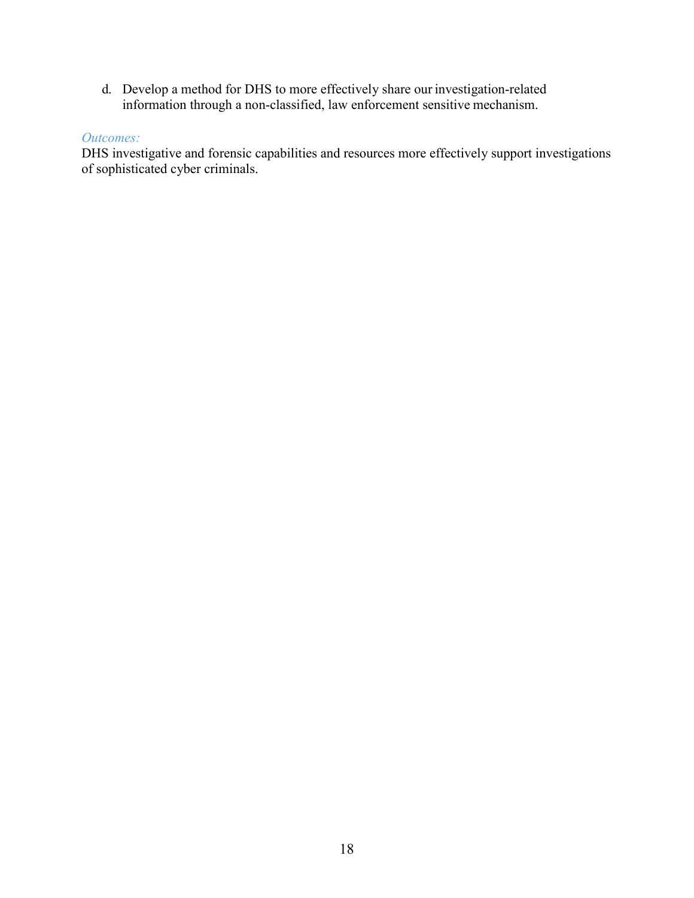d. Develop a method for DHS to more effectively share our investigation-related information through a non-classified, law enforcement sensitive mechanism.

*Outcomes:*

DHS investigative and forensic capabilities and resources more effectively support investigations of sophisticated cyber criminals.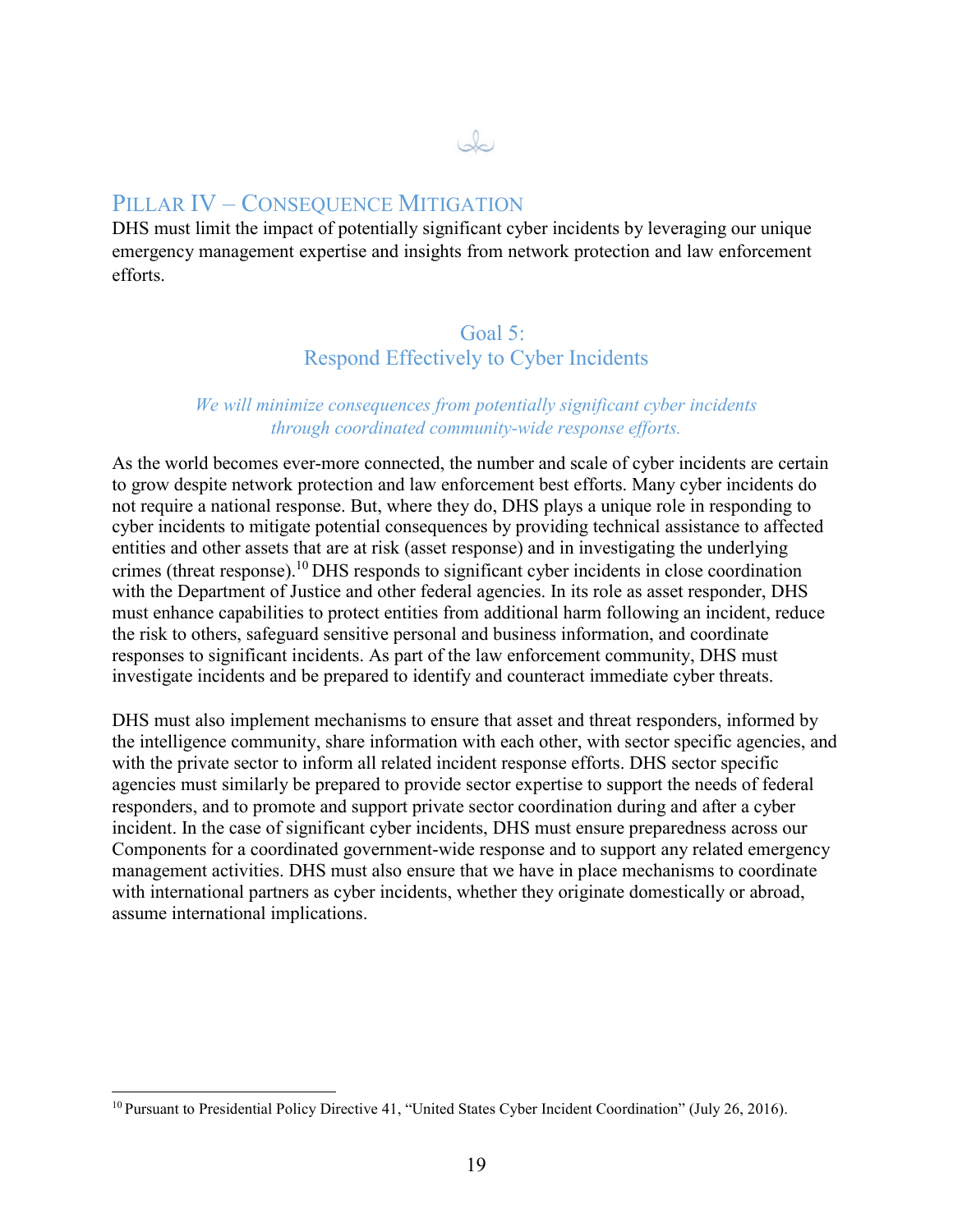## PILLAR IV – CONSEQUENCE MITIGATION

DHS must limit the impact of potentially significant cyber incidents by leveraging our unique emergency management expertise and insights from network protection and law enforcement efforts.

### Goal 5: Respond Effectively to Cyber Incidents

*We will minimize consequences from potentially significant cyber incidents through coordinated community-wide response efforts.*

As the world becomes ever-more connected, the number and scale of cyber incidents are certain to grow despite network protection and law enforcement best efforts. Many cyber incidents do not require a national response. But, where they do, DHS plays a unique role in responding to cyber incidents to mitigate potential consequences by providing technical assistance to affected entities and other assets that are at risk (asset response) and in investigating the underlying crimes (threat response).[10] DHS responds to significant cyber incidents in close coordination with the Department of Justice and other federal agencies. In its role as asset responder, DHS must enhance capabilities to protect entities from additional harm following an incident, reduce the risk to others, safeguard sensitive personal and business information, and coordinate responses to significant incidents. As part of the law enforcement community, DHS must investigate incidents and be prepared to identify and counteract immediate cyber threats.

DHS must also implement mechanisms to ensure that asset and threat responders, informed by the intelligence community, share information with each other, with sector specific agencies, and with the private sector to inform all related incident response efforts. DHS sector specific agencies must similarly be prepared to provide sector expertise to support the needs of federal responders, and to promote and support private sector coordination during and after a cyber incident. In the case of significant cyber incidents, DHS must ensure preparedness across our Components for a coordinated government-wide response and to support any related emergency management activities. DHS must also ensure that we have in place mechanisms to coordinate with international partners as cyber incidents, whether they originate domestically or abroad, assume international implications.

---

[10] Pursuant to Presidential Policy Directive 41, "United States Cyber Incident Coordination" (July 26, 2016).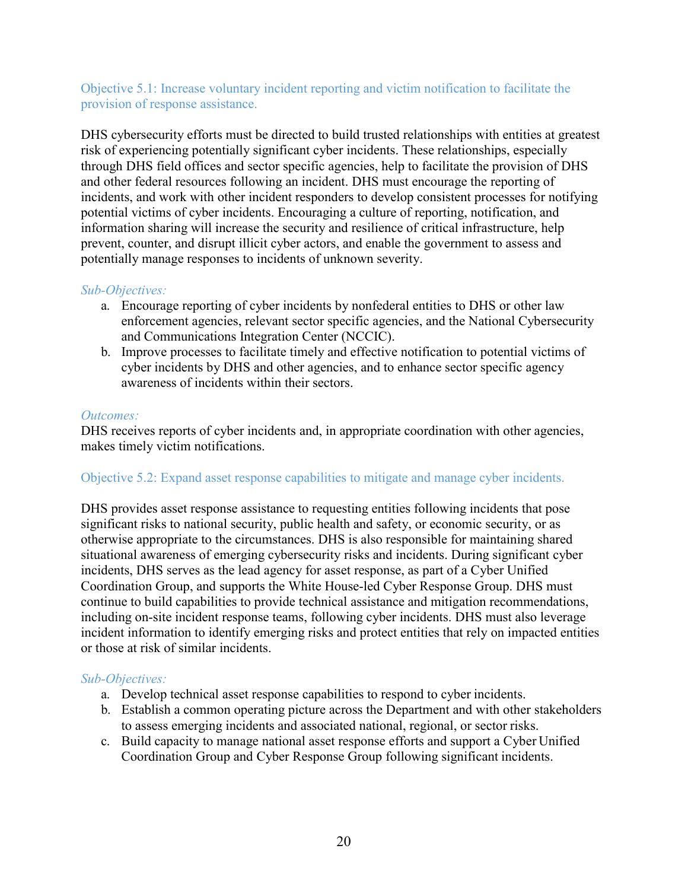### Objective 5.1: Increase voluntary incident reporting and victim notification to facilitate the provision of response assistance.

DHS cybersecurity efforts must be directed to build trusted relationships with entities at greatest risk of experiencing potentially significant cyber incidents. These relationships, especially through DHS field offices and sector specific agencies, help to facilitate the provision of DHS and other federal resources following an incident. DHS must encourage the reporting of incidents, and work with other incident responders to develop consistent processes for notifying potential victims of cyber incidents. Encouraging a culture of reporting, notification, and information sharing will increase the security and resilience of critical infrastructure, help prevent, counter, and disrupt illicit cyber actors, and enable the government to assess and potentially manage responses to incidents of unknown severity.

*Sub-Objectives:*

a. Encourage reporting of cyber incidents by nonfederal entities to DHS or other law enforcement agencies, relevant sector specific agencies, and the National Cybersecurity and Communications Integration Center (NCCIC).
b. Improve processes to facilitate timely and effective notification to potential victims of cyber incidents by DHS and other agencies, and to enhance sector specific agency awareness of incidents within their sectors.

*Outcomes:*

DHS receives reports of cyber incidents and, in appropriate coordination with other agencies, makes timely victim notifications.

### Objective 5.2: Expand asset response capabilities to mitigate and manage cyber incidents.

DHS provides asset response assistance to requesting entities following incidents that pose significant risks to national security, public health and safety, or economic security, or as otherwise appropriate to the circumstances. DHS is also responsible for maintaining shared situational awareness of emerging cybersecurity risks and incidents. During significant cyber incidents, DHS serves as the lead agency for asset response, as part of a Cyber Unified Coordination Group, and supports the White House-led Cyber Response Group. DHS must continue to build capabilities to provide technical assistance and mitigation recommendations, including on-site incident response teams, following cyber incidents. DHS must also leverage incident information to identify emerging risks and protect entities that rely on impacted entities or those at risk of similar incidents.

*Sub-Objectives:*

a. Develop technical asset response capabilities to respond to cyber incidents.
b. Establish a common operating picture across the Department and with other stakeholders to assess emerging incidents and associated national, regional, or sector risks.
c. Build capacity to manage national asset response efforts and support a Cyber Unified Coordination Group and Cyber Response Group following significant incidents.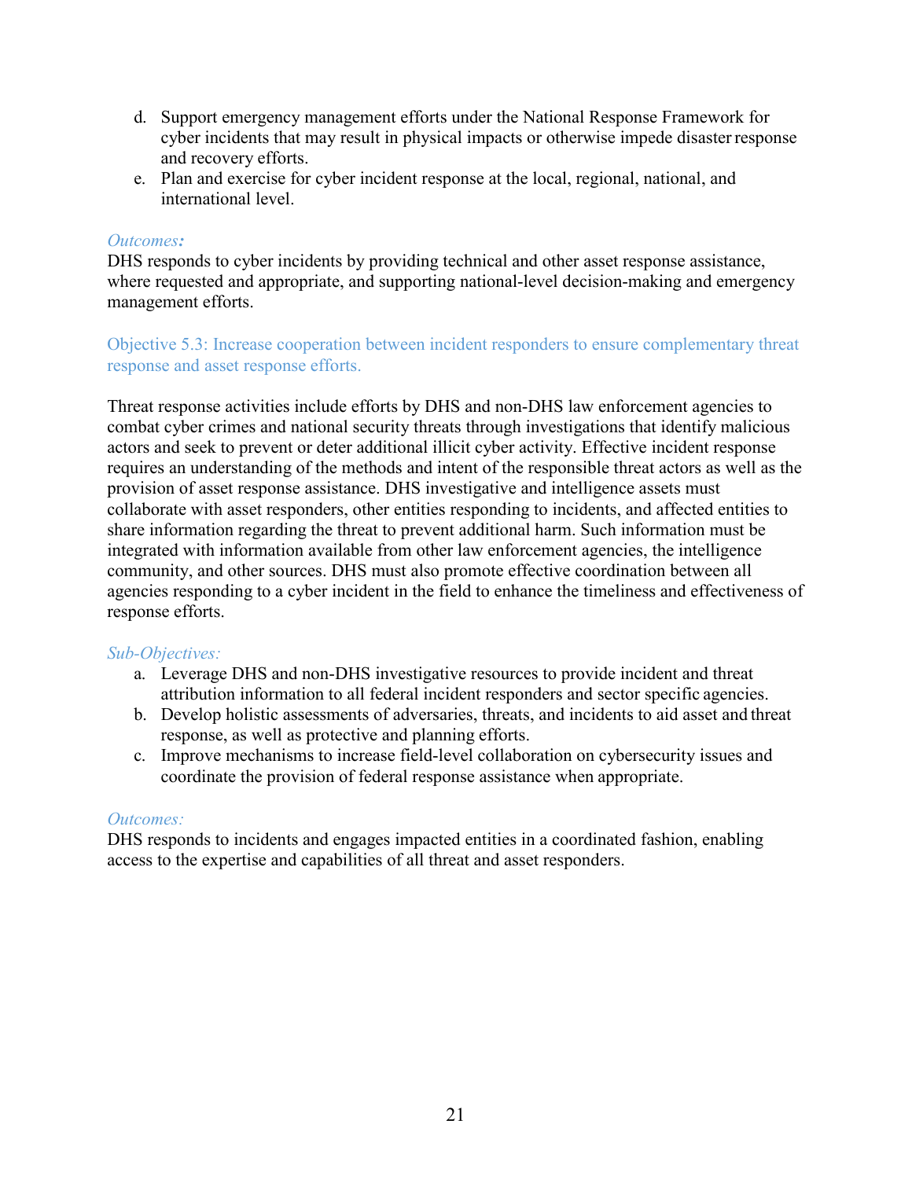d. Support emergency management efforts under the National Response Framework for cyber incidents that may result in physical impacts or otherwise impede disaster response and recovery efforts.
e. Plan and exercise for cyber incident response at the local, regional, national, and international level.

*Outcomes:*

DHS responds to cyber incidents by providing technical and other asset response assistance, where requested and appropriate, and supporting national-level decision-making and emergency management efforts.

### Objective 5.3: Increase cooperation between incident responders to ensure complementary threat response and asset response efforts.

Threat response activities include efforts by DHS and non-DHS law enforcement agencies to combat cyber crimes and national security threats through investigations that identify malicious actors and seek to prevent or deter additional illicit cyber activity. Effective incident response requires an understanding of the methods and intent of the responsible threat actors as well as the provision of asset response assistance. DHS investigative and intelligence assets must collaborate with asset responders, other entities responding to incidents, and affected entities to share information regarding the threat to prevent additional harm. Such information must be integrated with information available from other law enforcement agencies, the intelligence community, and other sources. DHS must also promote effective coordination between all agencies responding to a cyber incident in the field to enhance the timeliness and effectiveness of response efforts.

*Sub-Objectives:*

a. Leverage DHS and non-DHS investigative resources to provide incident and threat attribution information to all federal incident responders and sector specific agencies.
b. Develop holistic assessments of adversaries, threats, and incidents to aid asset and threat response, as well as protective and planning efforts.
c. Improve mechanisms to increase field-level collaboration on cybersecurity issues and coordinate the provision of federal response assistance when appropriate.

*Outcomes:*

DHS responds to incidents and engages impacted entities in a coordinated fashion, enabling access to the expertise and capabilities of all threat and asset responders.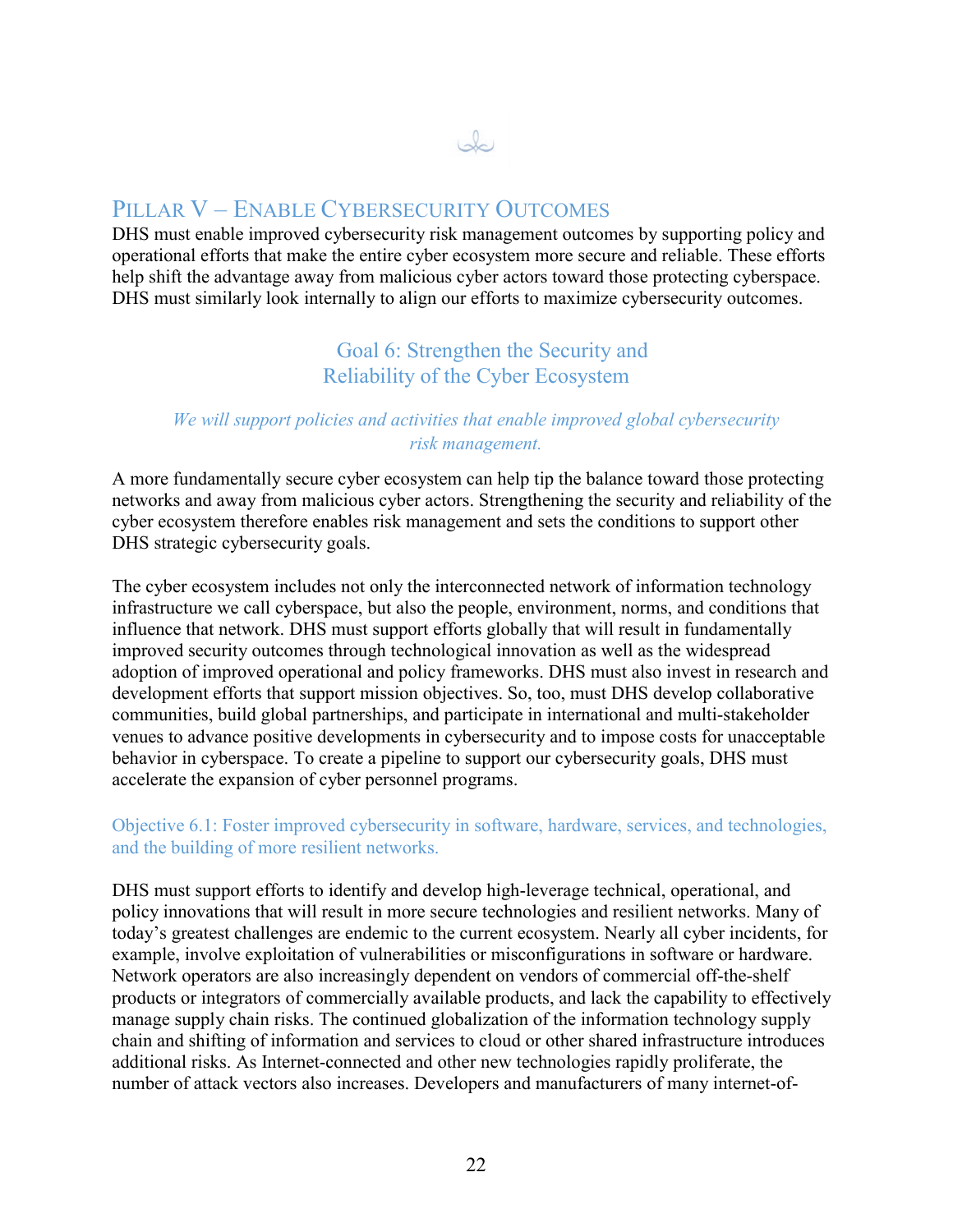## Pillar V – Enable Cybersecurity Outcomes

DHS must enable improved cybersecurity risk management outcomes by supporting policy and operational efforts that make the entire cyber ecosystem more secure and reliable. These efforts help shift the advantage away from malicious cyber actors toward those protecting cyberspace. DHS must similarly look internally to align our efforts to maximize cybersecurity outcomes.

### Goal 6: Strengthen the Security and Reliability of the Cyber Ecosystem

*We will support policies and activities that enable improved global cybersecurity risk management.*

A more fundamentally secure cyber ecosystem can help tip the balance toward those protecting networks and away from malicious cyber actors. Strengthening the security and reliability of the cyber ecosystem therefore enables risk management and sets the conditions to support other DHS strategic cybersecurity goals.

The cyber ecosystem includes not only the interconnected network of information technology infrastructure we call cyberspace, but also the people, environment, norms, and conditions that influence that network. DHS must support efforts globally that will result in fundamentally improved security outcomes through technological innovation as well as the widespread adoption of improved operational and policy frameworks. DHS must also invest in research and development efforts that support mission objectives. So, too, must DHS develop collaborative communities, build global partnerships, and participate in international and multi-stakeholder venues to advance positive developments in cybersecurity and to impose costs for unacceptable behavior in cyberspace. To create a pipeline to support our cybersecurity goals, DHS must accelerate the expansion of cyber personnel programs.

#### Objective 6.1: Foster improved cybersecurity in software, hardware, services, and technologies, and the building of more resilient networks.

DHS must support efforts to identify and develop high-leverage technical, operational, and policy innovations that will result in more secure technologies and resilient networks. Many of today's greatest challenges are endemic to the current ecosystem. Nearly all cyber incidents, for example, involve exploitation of vulnerabilities or misconfigurations in software or hardware. Network operators are also increasingly dependent on vendors of commercial off-the-shelf products or integrators of commercially available products, and lack the capability to effectively manage supply chain risks. The continued globalization of the information technology supply chain and shifting of information and services to cloud or other shared infrastructure introduces additional risks. As Internet-connected and other new technologies rapidly proliferate, the number of attack vectors also increases. Developers and manufacturers of many internet-of-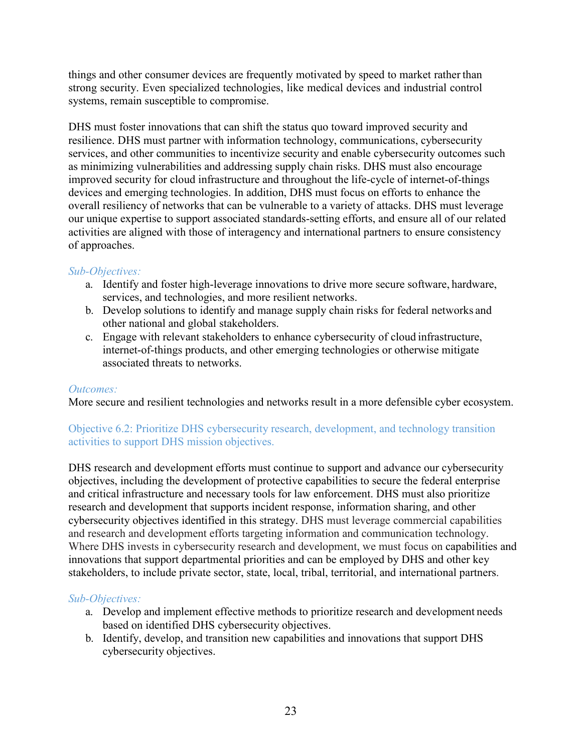things and other consumer devices are frequently motivated by speed to market rather than strong security. Even specialized technologies, like medical devices and industrial control systems, remain susceptible to compromise.

DHS must foster innovations that can shift the status quo toward improved security and resilience. DHS must partner with information technology, communications, cybersecurity services, and other communities to incentivize security and enable cybersecurity outcomes such as minimizing vulnerabilities and addressing supply chain risks. DHS must also encourage improved security for cloud infrastructure and throughout the life-cycle of internet-of-things devices and emerging technologies. In addition, DHS must focus on efforts to enhance the overall resiliency of networks that can be vulnerable to a variety of attacks. DHS must leverage our unique expertise to support associated standards-setting efforts, and ensure all of our related activities are aligned with those of interagency and international partners to ensure consistency of approaches.

*Sub-Objectives:*

a. Identify and foster high-leverage innovations to drive more secure software, hardware, services, and technologies, and more resilient networks.
b. Develop solutions to identify and manage supply chain risks for federal networks and other national and global stakeholders.
c. Engage with relevant stakeholders to enhance cybersecurity of cloud infrastructure, internet-of-things products, and other emerging technologies or otherwise mitigate associated threats to networks.

*Outcomes:*

More secure and resilient technologies and networks result in a more defensible cyber ecosystem.

### Objective 6.2: Prioritize DHS cybersecurity research, development, and technology transition activities to support DHS mission objectives.

DHS research and development efforts must continue to support and advance our cybersecurity objectives, including the development of protective capabilities to secure the federal enterprise and critical infrastructure and necessary tools for law enforcement. DHS must also prioritize research and development that supports incident response, information sharing, and other cybersecurity objectives identified in this strategy. DHS must leverage commercial capabilities and research and development efforts targeting information and communication technology. Where DHS invests in cybersecurity research and development, we must focus on capabilities and innovations that support departmental priorities and can be employed by DHS and other key stakeholders, to include private sector, state, local, tribal, territorial, and international partners.

*Sub-Objectives:*

a. Develop and implement effective methods to prioritize research and development needs based on identified DHS cybersecurity objectives.
b. Identify, develop, and transition new capabilities and innovations that support DHS cybersecurity objectives.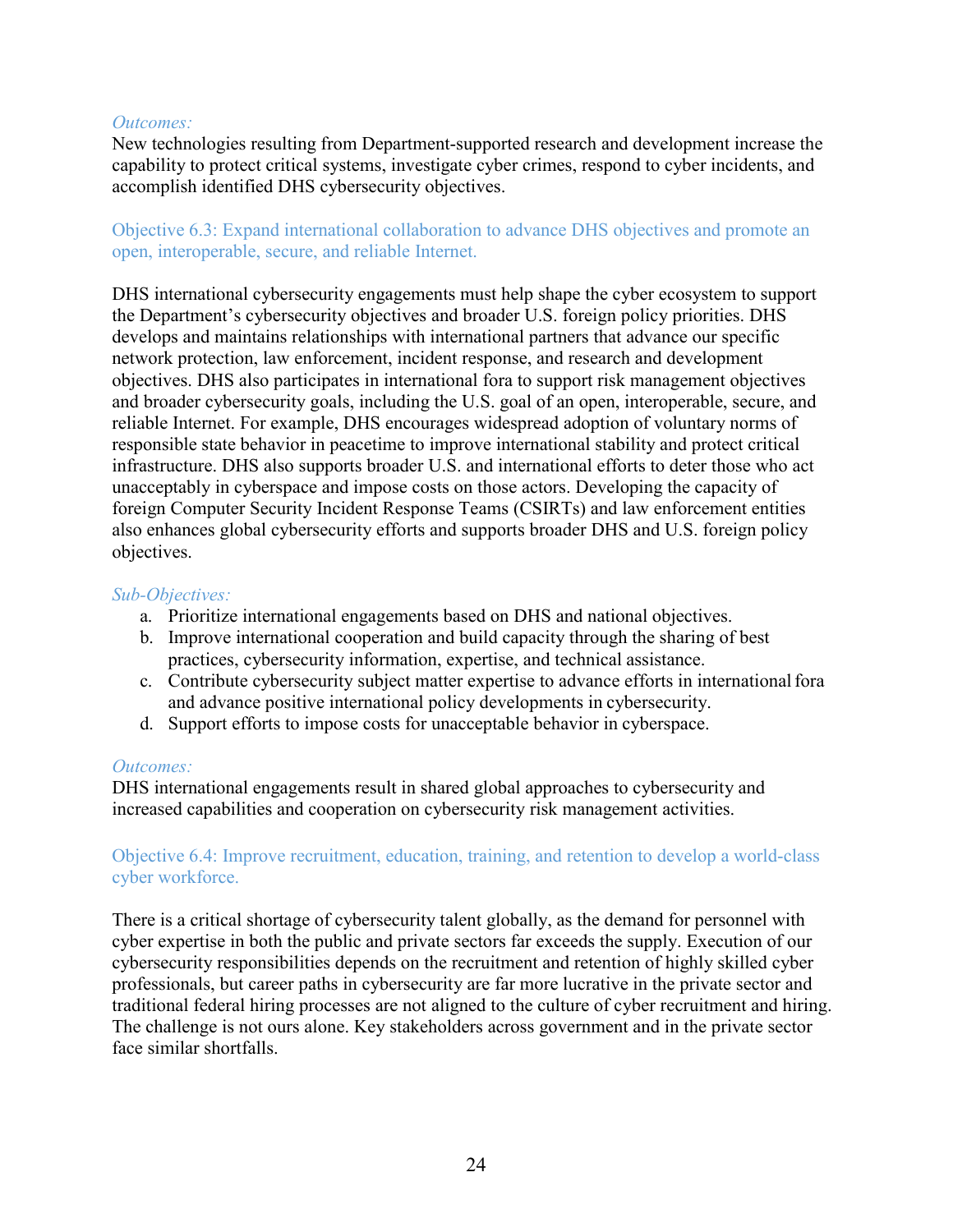*Outcomes:*

New technologies resulting from Department-supported research and development increase the capability to protect critical systems, investigate cyber crimes, respond to cyber incidents, and accomplish identified DHS cybersecurity objectives.

### Objective 6.3: Expand international collaboration to advance DHS objectives and promote an open, interoperable, secure, and reliable Internet.

DHS international cybersecurity engagements must help shape the cyber ecosystem to support the Department's cybersecurity objectives and broader U.S. foreign policy priorities. DHS develops and maintains relationships with international partners that advance our specific network protection, law enforcement, incident response, and research and development objectives. DHS also participates in international fora to support risk management objectives and broader cybersecurity goals, including the U.S. goal of an open, interoperable, secure, and reliable Internet. For example, DHS encourages widespread adoption of voluntary norms of responsible state behavior in peacetime to improve international stability and protect critical infrastructure. DHS also supports broader U.S. and international efforts to deter those who act unacceptably in cyberspace and impose costs on those actors. Developing the capacity of foreign Computer Security Incident Response Teams (CSIRTs) and law enforcement entities also enhances global cybersecurity efforts and supports broader DHS and U.S. foreign policy objectives.

*Sub-Objectives:*

a. Prioritize international engagements based on DHS and national objectives.
b. Improve international cooperation and build capacity through the sharing of best practices, cybersecurity information, expertise, and technical assistance.
c. Contribute cybersecurity subject matter expertise to advance efforts in international fora and advance positive international policy developments in cybersecurity.
d. Support efforts to impose costs for unacceptable behavior in cyberspace.

*Outcomes:*

DHS international engagements result in shared global approaches to cybersecurity and increased capabilities and cooperation on cybersecurity risk management activities.

### Objective 6.4: Improve recruitment, education, training, and retention to develop a world-class cyber workforce.

There is a critical shortage of cybersecurity talent globally, as the demand for personnel with cyber expertise in both the public and private sectors far exceeds the supply. Execution of our cybersecurity responsibilities depends on the recruitment and retention of highly skilled cyber professionals, but career paths in cybersecurity are far more lucrative in the private sector and traditional federal hiring processes are not aligned to the culture of cyber recruitment and hiring. The challenge is not ours alone. Key stakeholders across government and in the private sector face similar shortfalls.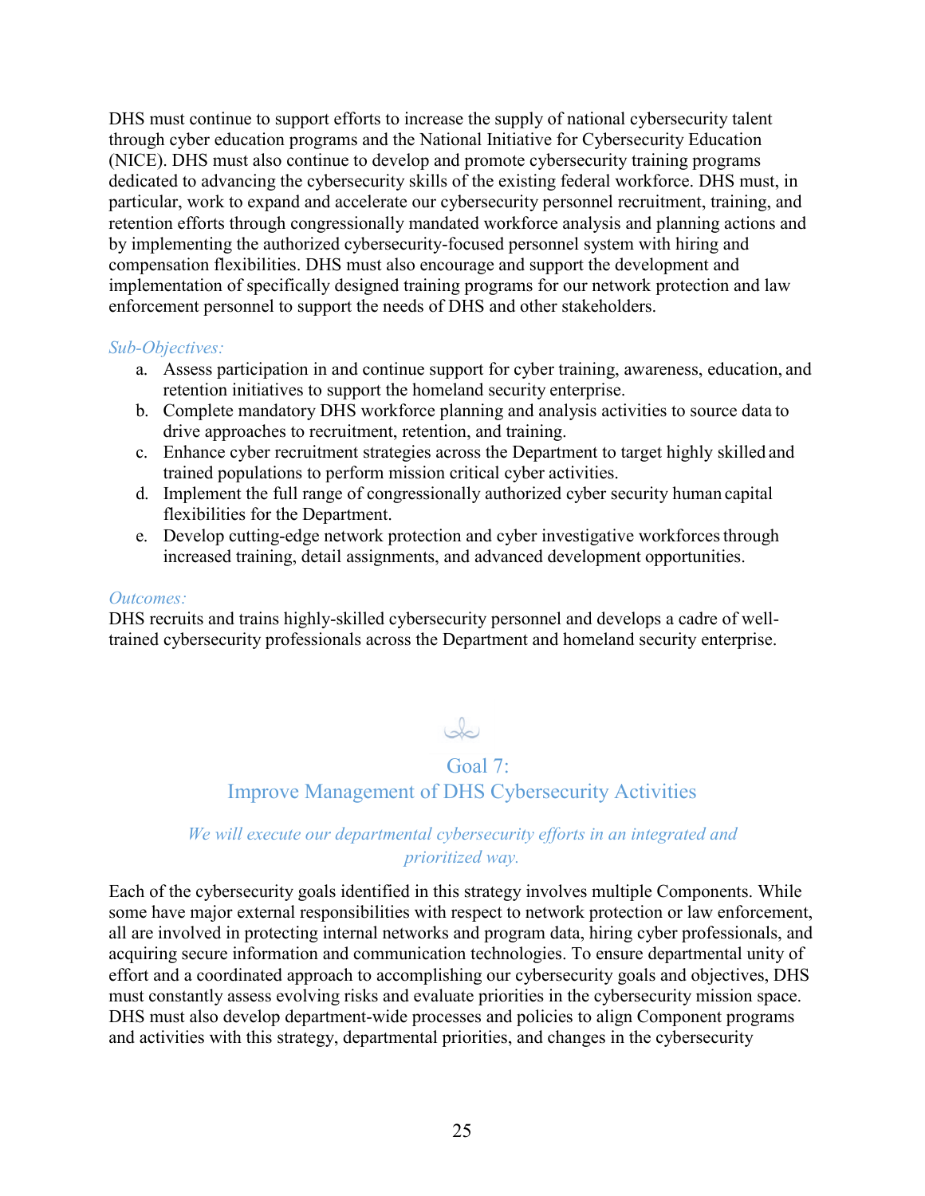DHS must continue to support efforts to increase the supply of national cybersecurity talent through cyber education programs and the National Initiative for Cybersecurity Education (NICE). DHS must also continue to develop and promote cybersecurity training programs dedicated to advancing the cybersecurity skills of the existing federal workforce. DHS must, in particular, work to expand and accelerate our cybersecurity personnel recruitment, training, and retention efforts through congressionally mandated workforce analysis and planning actions and by implementing the authorized cybersecurity-focused personnel system with hiring and compensation flexibilities. DHS must also encourage and support the development and implementation of specifically designed training programs for our network protection and law enforcement personnel to support the needs of DHS and other stakeholders.

*Sub-Objectives:*

a. Assess participation in and continue support for cyber training, awareness, education, and retention initiatives to support the homeland security enterprise.
b. Complete mandatory DHS workforce planning and analysis activities to source data to drive approaches to recruitment, retention, and training.
c. Enhance cyber recruitment strategies across the Department to target highly skilled and trained populations to perform mission critical cyber activities.
d. Implement the full range of congressionally authorized cyber security human capital flexibilities for the Department.
e. Develop cutting-edge network protection and cyber investigative workforces through increased training, detail assignments, and advanced development opportunities.

*Outcomes:*

DHS recruits and trains highly-skilled cybersecurity personnel and develops a cadre of well-trained cybersecurity professionals across the Department and homeland security enterprise.

## Goal 7: Improve Management of DHS Cybersecurity Activities

*We will execute our departmental cybersecurity efforts in an integrated and prioritized way.*

Each of the cybersecurity goals identified in this strategy involves multiple Components. While some have major external responsibilities with respect to network protection or law enforcement, all are involved in protecting internal networks and program data, hiring cyber professionals, and acquiring secure information and communication technologies. To ensure departmental unity of effort and a coordinated approach to accomplishing our cybersecurity goals and objectives, DHS must constantly assess evolving risks and evaluate priorities in the cybersecurity mission space. DHS must also develop department-wide processes and policies to align Component programs and activities with this strategy, departmental priorities, and changes in the cybersecurity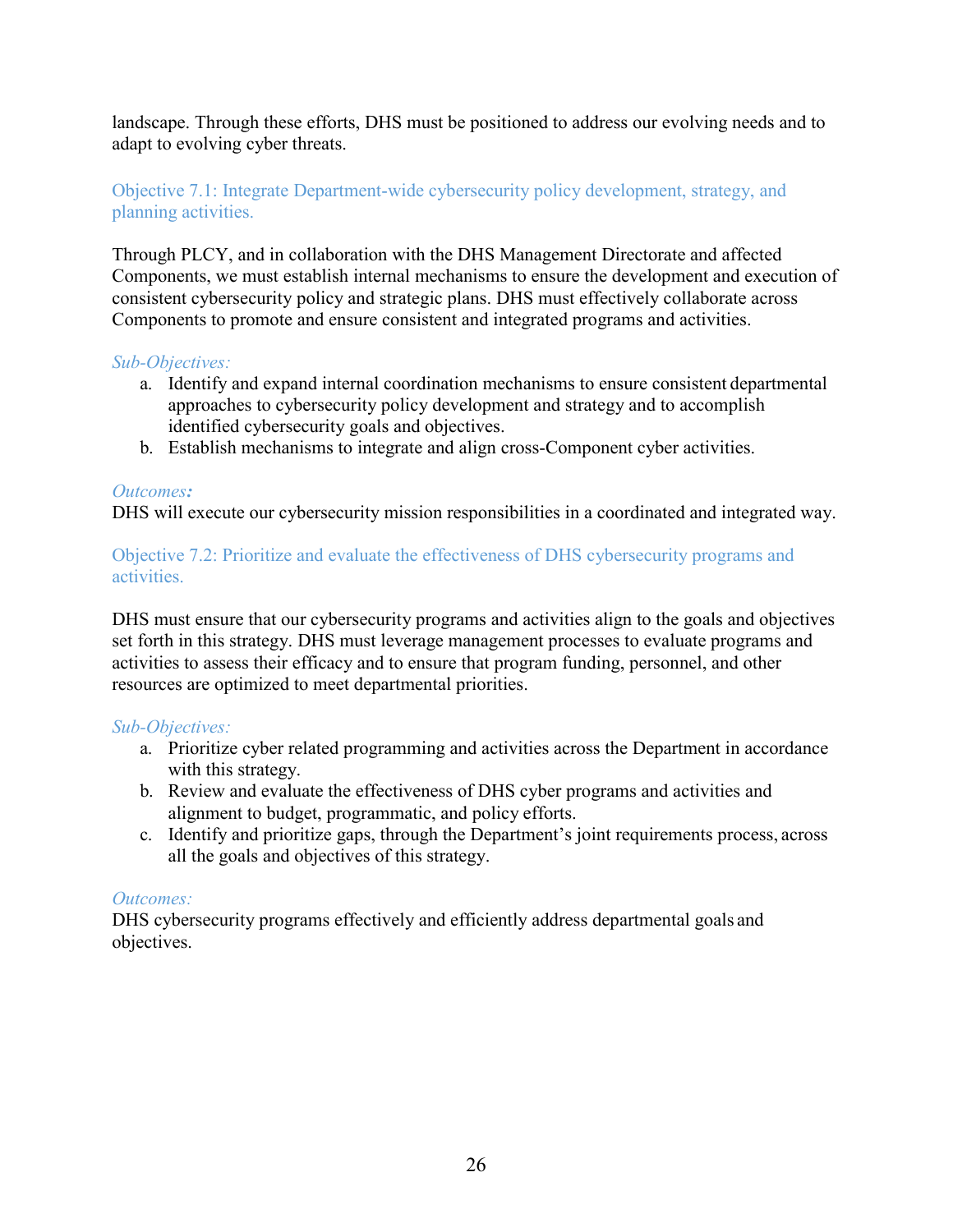landscape. Through these efforts, DHS must be positioned to address our evolving needs and to adapt to evolving cyber threats.

### Objective 7.1: Integrate Department-wide cybersecurity policy development, strategy, and planning activities.

Through PLCY, and in collaboration with the DHS Management Directorate and affected Components, we must establish internal mechanisms to ensure the development and execution of consistent cybersecurity policy and strategic plans. DHS must effectively collaborate across Components to promote and ensure consistent and integrated programs and activities.

*Sub-Objectives:*

a. Identify and expand internal coordination mechanisms to ensure consistent departmental approaches to cybersecurity policy development and strategy and to accomplish identified cybersecurity goals and objectives.
b. Establish mechanisms to integrate and align cross-Component cyber activities.

*Outcomes:*
DHS will execute our cybersecurity mission responsibilities in a coordinated and integrated way.

### Objective 7.2: Prioritize and evaluate the effectiveness of DHS cybersecurity programs and activities.

DHS must ensure that our cybersecurity programs and activities align to the goals and objectives set forth in this strategy. DHS must leverage management processes to evaluate programs and activities to assess their efficacy and to ensure that program funding, personnel, and other resources are optimized to meet departmental priorities.

*Sub-Objectives:*

a. Prioritize cyber related programming and activities across the Department in accordance with this strategy.
b. Review and evaluate the effectiveness of DHS cyber programs and activities and alignment to budget, programmatic, and policy efforts.
c. Identify and prioritize gaps, through the Department's joint requirements process, across all the goals and objectives of this strategy.

*Outcomes:*
DHS cybersecurity programs effectively and efficiently address departmental goals and objectives.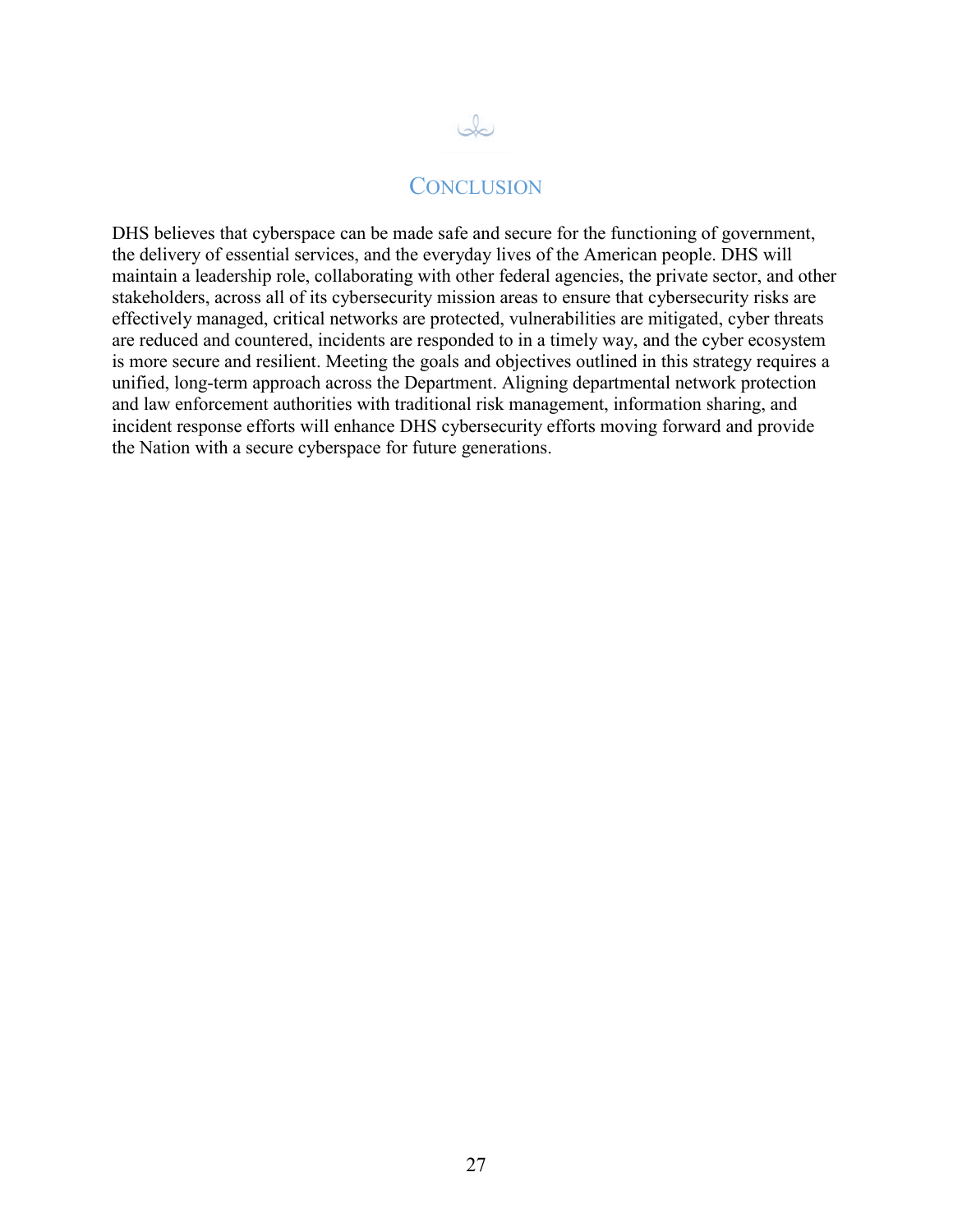# CONCLUSION

DHS believes that cyberspace can be made safe and secure for the functioning of government, the delivery of essential services, and the everyday lives of the American people. DHS will maintain a leadership role, collaborating with other federal agencies, the private sector, and other stakeholders, across all of its cybersecurity mission areas to ensure that cybersecurity risks are effectively managed, critical networks are protected, vulnerabilities are mitigated, cyber threats are reduced and countered, incidents are responded to in a timely way, and the cyber ecosystem is more secure and resilient. Meeting the goals and objectives outlined in this strategy requires a unified, long-term approach across the Department. Aligning departmental network protection and law enforcement authorities with traditional risk management, information sharing, and incident response efforts will enhance DHS cybersecurity efforts moving forward and provide the Nation with a secure cyberspace for future generations.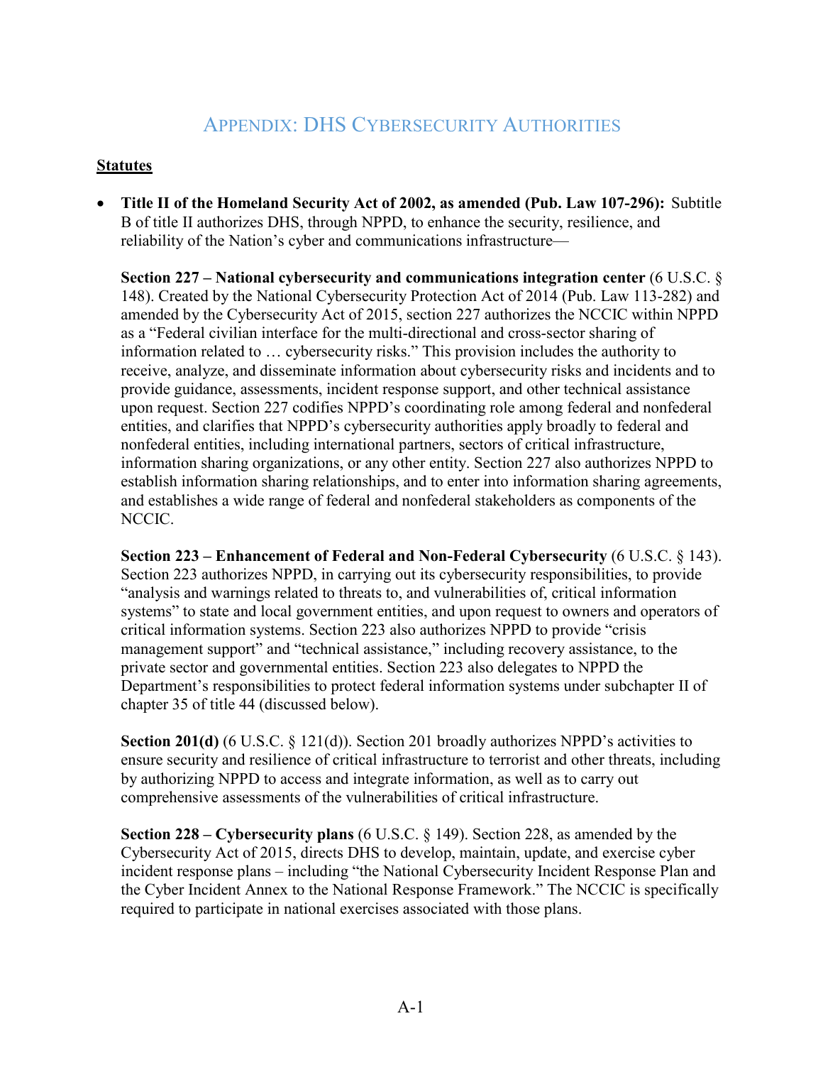# Appendix: DHS Cybersecurity Authorities

**Statutes**

- **Title II of the Homeland Security Act of 2002, as amended (Pub. Law 107-296):** Subtitle B of title II authorizes DHS, through NPPD, to enhance the security, resilience, and reliability of the Nation's cyber and communications infrastructure—

  **Section 227 – National cybersecurity and communications integration center** (6 U.S.C. § 148). Created by the National Cybersecurity Protection Act of 2014 (Pub. Law 113-282) and amended by the Cybersecurity Act of 2015, section 227 authorizes the NCCIC within NPPD as a "Federal civilian interface for the multi-directional and cross-sector sharing of information related to … cybersecurity risks." This provision includes the authority to receive, analyze, and disseminate information about cybersecurity risks and incidents and to provide guidance, assessments, incident response support, and other technical assistance upon request. Section 227 codifies NPPD's coordinating role among federal and nonfederal entities, and clarifies that NPPD's cybersecurity authorities apply broadly to federal and nonfederal entities, including international partners, sectors of critical infrastructure, information sharing organizations, or any other entity. Section 227 also authorizes NPPD to establish information sharing relationships, and to enter into information sharing agreements, and establishes a wide range of federal and nonfederal stakeholders as components of the NCCIC.

  **Section 223 – Enhancement of Federal and Non-Federal Cybersecurity** (6 U.S.C. § 143). Section 223 authorizes NPPD, in carrying out its cybersecurity responsibilities, to provide "analysis and warnings related to threats to, and vulnerabilities of, critical information systems" to state and local government entities, and upon request to owners and operators of critical information systems. Section 223 also authorizes NPPD to provide "crisis management support" and "technical assistance," including recovery assistance, to the private sector and governmental entities. Section 223 also delegates to NPPD the Department's responsibilities to protect federal information systems under subchapter II of chapter 35 of title 44 (discussed below).

  **Section 201(d)** (6 U.S.C. § 121(d)). Section 201 broadly authorizes NPPD's activities to ensure security and resilience of critical infrastructure to terrorist and other threats, including by authorizing NPPD to access and integrate information, as well as to carry out comprehensive assessments of the vulnerabilities of critical infrastructure.

  **Section 228 – Cybersecurity plans** (6 U.S.C. § 149). Section 228, as amended by the Cybersecurity Act of 2015, directs DHS to develop, maintain, update, and exercise cyber incident response plans – including "the National Cybersecurity Incident Response Plan and the Cyber Incident Annex to the National Response Framework." The NCCIC is specifically required to participate in national exercises associated with those plans.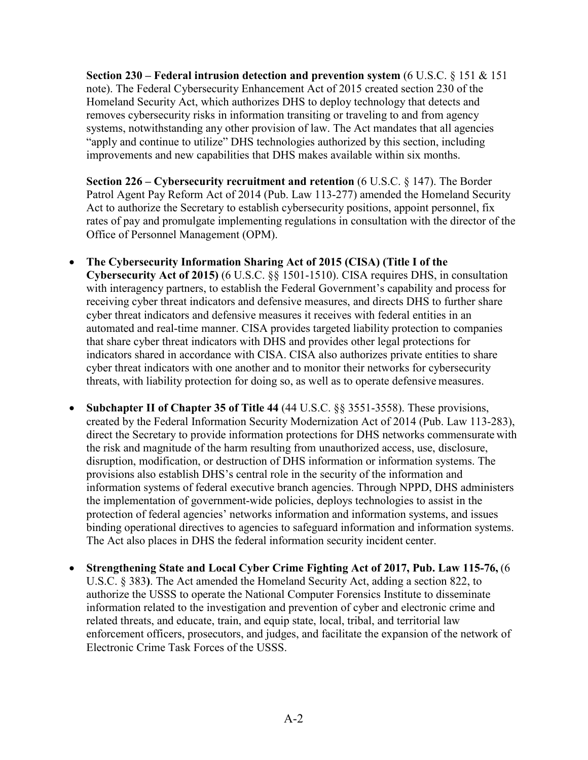**Section 230 – Federal intrusion detection and prevention system** (6 U.S.C. § 151 & 151 note). The Federal Cybersecurity Enhancement Act of 2015 created section 230 of the Homeland Security Act, which authorizes DHS to deploy technology that detects and removes cybersecurity risks in information transiting or traveling to and from agency systems, notwithstanding any other provision of law. The Act mandates that all agencies "apply and continue to utilize" DHS technologies authorized by this section, including improvements and new capabilities that DHS makes available within six months.

**Section 226 – Cybersecurity recruitment and retention** (6 U.S.C. § 147). The Border Patrol Agent Pay Reform Act of 2014 (Pub. Law 113-277) amended the Homeland Security Act to authorize the Secretary to establish cybersecurity positions, appoint personnel, fix rates of pay and promulgate implementing regulations in consultation with the director of the Office of Personnel Management (OPM).

- **The Cybersecurity Information Sharing Act of 2015 (CISA) (Title I of the Cybersecurity Act of 2015)** (6 U.S.C. §§ 1501-1510). CISA requires DHS, in consultation with interagency partners, to establish the Federal Government's capability and process for receiving cyber threat indicators and defensive measures, and directs DHS to further share cyber threat indicators and defensive measures it receives with federal entities in an automated and real-time manner. CISA provides targeted liability protection to companies that share cyber threat indicators with DHS and provides other legal protections for indicators shared in accordance with CISA. CISA also authorizes private entities to share cyber threat indicators with one another and to monitor their networks for cybersecurity threats, with liability protection for doing so, as well as to operate defensive measures.

- **Subchapter II of Chapter 35 of Title 44** (44 U.S.C. §§ 3551-3558). These provisions, created by the Federal Information Security Modernization Act of 2014 (Pub. Law 113-283), direct the Secretary to provide information protections for DHS networks commensurate with the risk and magnitude of the harm resulting from unauthorized access, use, disclosure, disruption, modification, or destruction of DHS information or information systems. The provisions also establish DHS's central role in the security of the information and information systems of federal executive branch agencies. Through NPPD, DHS administers the implementation of government-wide policies, deploys technologies to assist in the protection of federal agencies' networks information and information systems, and issues binding operational directives to agencies to safeguard information and information systems. The Act also places in DHS the federal information security incident center.

- **Strengthening State and Local Cyber Crime Fighting Act of 2017, Pub. Law 115-76,** (6 U.S.C. § 383**)**. The Act amended the Homeland Security Act, adding a section 822, to authorize the USSS to operate the National Computer Forensics Institute to disseminate information related to the investigation and prevention of cyber and electronic crime and related threats, and educate, train, and equip state, local, tribal, and territorial law enforcement officers, prosecutors, and judges, and facilitate the expansion of the network of Electronic Crime Task Forces of the USSS.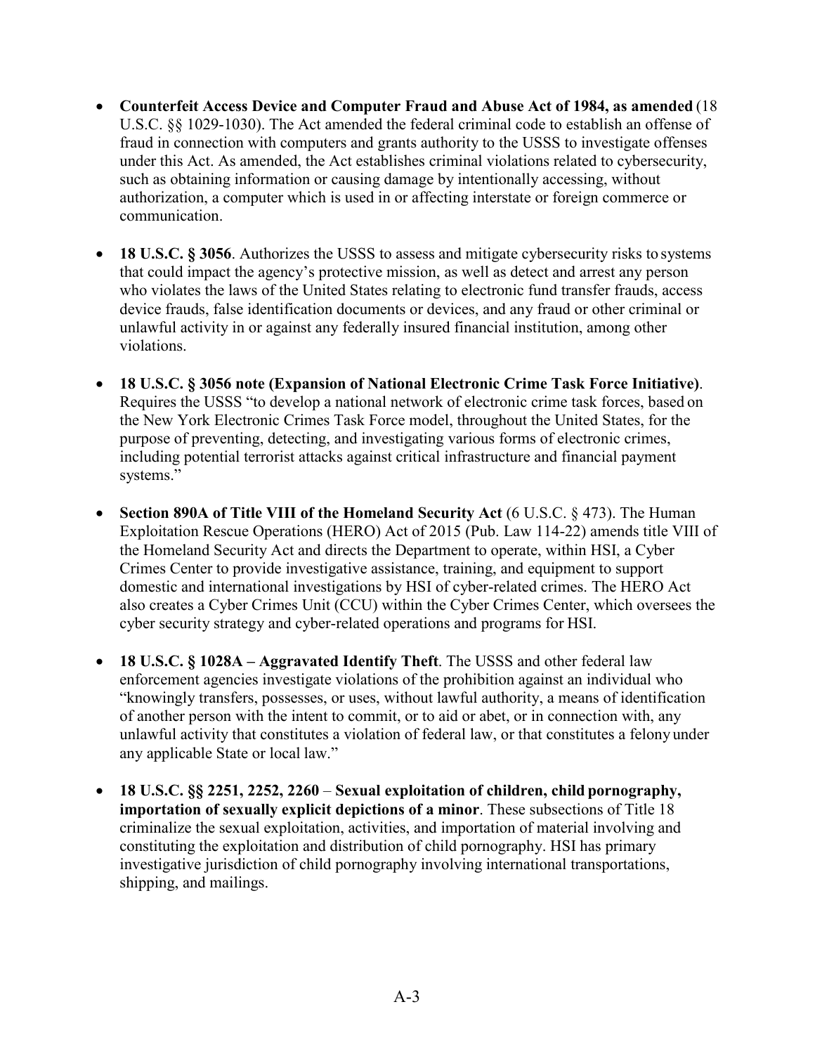- **Counterfeit Access Device and Computer Fraud and Abuse Act of 1984, as amended** (18 U.S.C. §§ 1029-1030). The Act amended the federal criminal code to establish an offense of fraud in connection with computers and grants authority to the USSS to investigate offenses under this Act. As amended, the Act establishes criminal violations related to cybersecurity, such as obtaining information or causing damage by intentionally accessing, without authorization, a computer which is used in or affecting interstate or foreign commerce or communication.

- **18 U.S.C. § 3056**. Authorizes the USSS to assess and mitigate cybersecurity risks to systems that could impact the agency's protective mission, as well as detect and arrest any person who violates the laws of the United States relating to electronic fund transfer frauds, access device frauds, false identification documents or devices, and any fraud or other criminal or unlawful activity in or against any federally insured financial institution, among other violations.

- **18 U.S.C. § 3056 note (Expansion of National Electronic Crime Task Force Initiative)**. Requires the USSS "to develop a national network of electronic crime task forces, based on the New York Electronic Crimes Task Force model, throughout the United States, for the purpose of preventing, detecting, and investigating various forms of electronic crimes, including potential terrorist attacks against critical infrastructure and financial payment systems."

- **Section 890A of Title VIII of the Homeland Security Act** (6 U.S.C. § 473). The Human Exploitation Rescue Operations (HERO) Act of 2015 (Pub. Law 114-22) amends title VIII of the Homeland Security Act and directs the Department to operate, within HSI, a Cyber Crimes Center to provide investigative assistance, training, and equipment to support domestic and international investigations by HSI of cyber-related crimes. The HERO Act also creates a Cyber Crimes Unit (CCU) within the Cyber Crimes Center, which oversees the cyber security strategy and cyber-related operations and programs for HSI.

- **18 U.S.C. § 1028A – Aggravated Identify Theft**. The USSS and other federal law enforcement agencies investigate violations of the prohibition against an individual who "knowingly transfers, possesses, or uses, without lawful authority, a means of identification of another person with the intent to commit, or to aid or abet, or in connection with, any unlawful activity that constitutes a violation of federal law, or that constitutes a felony under any applicable State or local law."

- **18 U.S.C. §§ 2251, 2252, 2260 – Sexual exploitation of children, child pornography, importation of sexually explicit depictions of a minor**. These subsections of Title 18 criminalize the sexual exploitation, activities, and importation of material involving and constituting the exploitation and distribution of child pornography. HSI has primary investigative jurisdiction of child pornography involving international transportations, shipping, and mailings.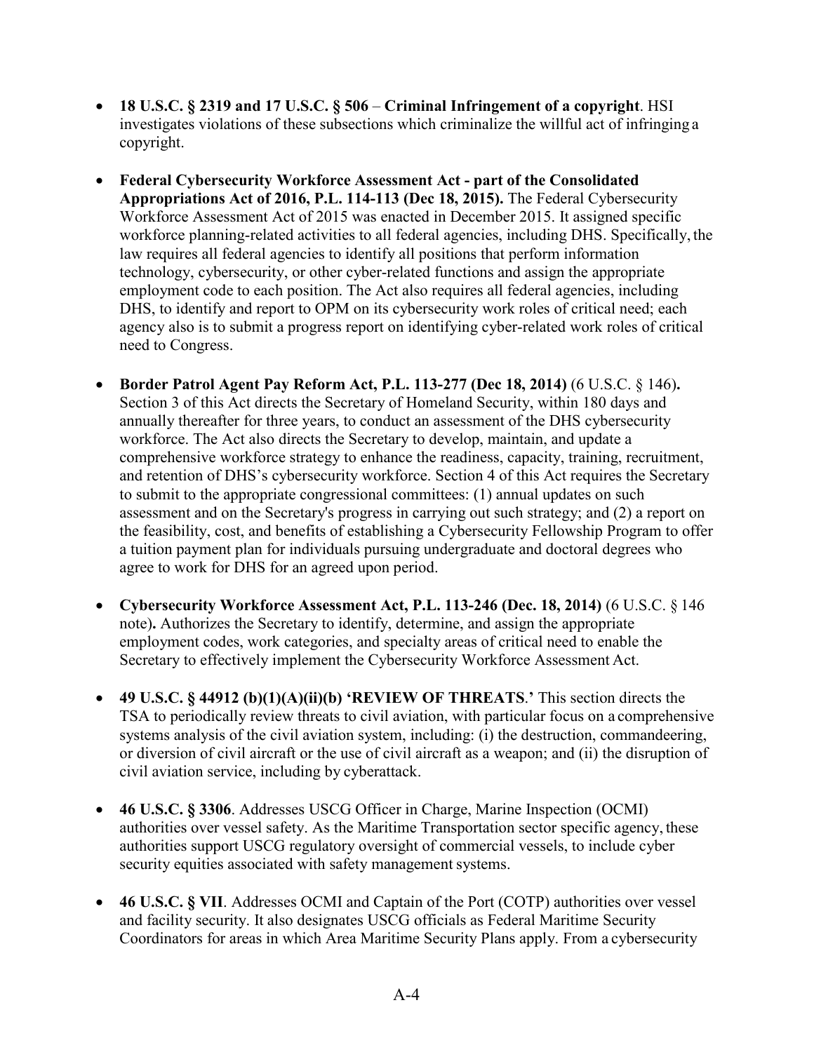- **18 U.S.C. § 2319 and 17 U.S.C. § 506** – **Criminal Infringement of a copyright**. HSI investigates violations of these subsections which criminalize the willful act of infringing a copyright.

- **Federal Cybersecurity Workforce Assessment Act - part of the Consolidated Appropriations Act of 2016, P.L. 114-113 (Dec 18, 2015).** The Federal Cybersecurity Workforce Assessment Act of 2015 was enacted in December 2015. It assigned specific workforce planning-related activities to all federal agencies, including DHS. Specifically, the law requires all federal agencies to identify all positions that perform information technology, cybersecurity, or other cyber-related functions and assign the appropriate employment code to each position. The Act also requires all federal agencies, including DHS, to identify and report to OPM on its cybersecurity work roles of critical need; each agency also is to submit a progress report on identifying cyber-related work roles of critical need to Congress.

- **Border Patrol Agent Pay Reform Act, P.L. 113-277 (Dec 18, 2014)** (6 U.S.C. § 146)**.** Section 3 of this Act directs the Secretary of Homeland Security, within 180 days and annually thereafter for three years, to conduct an assessment of the DHS cybersecurity workforce. The Act also directs the Secretary to develop, maintain, and update a comprehensive workforce strategy to enhance the readiness, capacity, training, recruitment, and retention of DHS's cybersecurity workforce. Section 4 of this Act requires the Secretary to submit to the appropriate congressional committees: (1) annual updates on such assessment and on the Secretary's progress in carrying out such strategy; and (2) a report on the feasibility, cost, and benefits of establishing a Cybersecurity Fellowship Program to offer a tuition payment plan for individuals pursuing undergraduate and doctoral degrees who agree to work for DHS for an agreed upon period.

- **Cybersecurity Workforce Assessment Act, P.L. 113-246 (Dec. 18, 2014)** (6 U.S.C. § 146 note)**.** Authorizes the Secretary to identify, determine, and assign the appropriate employment codes, work categories, and specialty areas of critical need to enable the Secretary to effectively implement the Cybersecurity Workforce Assessment Act.

- **49 U.S.C. § 44912 (b)(1)(A)(ii)(b) 'REVIEW OF THREATS.'** This section directs the TSA to periodically review threats to civil aviation, with particular focus on a comprehensive systems analysis of the civil aviation system, including: (i) the destruction, commandeering, or diversion of civil aircraft or the use of civil aircraft as a weapon; and (ii) the disruption of civil aviation service, including by cyberattack.

- **46 U.S.C. § 3306**. Addresses USCG Officer in Charge, Marine Inspection (OCMI) authorities over vessel safety. As the Maritime Transportation sector specific agency, these authorities support USCG regulatory oversight of commercial vessels, to include cyber security equities associated with safety management systems.

- **46 U.S.C. § VII**. Addresses OCMI and Captain of the Port (COTP) authorities over vessel and facility security. It also designates USCG officials as Federal Maritime Security Coordinators for areas in which Area Maritime Security Plans apply. From a cybersecurity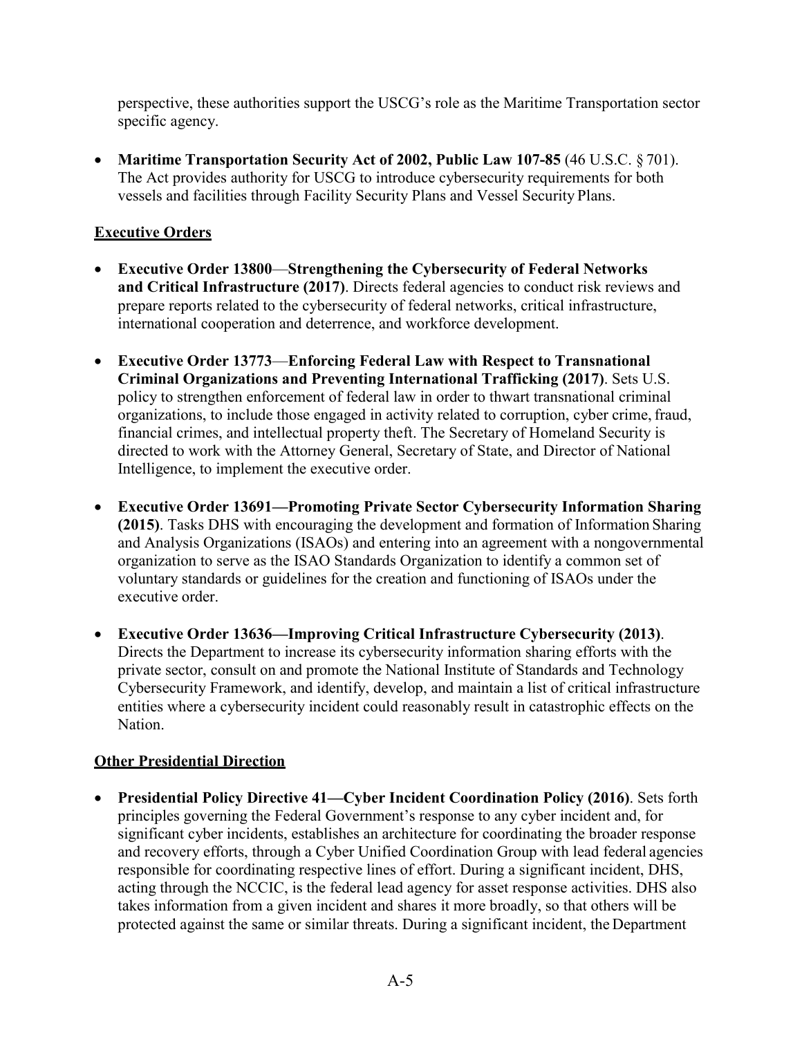perspective, these authorities support the USCG's role as the Maritime Transportation sector specific agency.

- **Maritime Transportation Security Act of 2002, Public Law 107-85** (46 U.S.C. § 701). The Act provides authority for USCG to introduce cybersecurity requirements for both vessels and facilities through Facility Security Plans and Vessel Security Plans.

**Executive Orders**

- **Executive Order 13800—Strengthening the Cybersecurity of Federal Networks and Critical Infrastructure (2017)**. Directs federal agencies to conduct risk reviews and prepare reports related to the cybersecurity of federal networks, critical infrastructure, international cooperation and deterrence, and workforce development.

- **Executive Order 13773—Enforcing Federal Law with Respect to Transnational Criminal Organizations and Preventing International Trafficking (2017)**. Sets U.S. policy to strengthen enforcement of federal law in order to thwart transnational criminal organizations, to include those engaged in activity related to corruption, cyber crime, fraud, financial crimes, and intellectual property theft. The Secretary of Homeland Security is directed to work with the Attorney General, Secretary of State, and Director of National Intelligence, to implement the executive order.

- **Executive Order 13691—Promoting Private Sector Cybersecurity Information Sharing (2015)**. Tasks DHS with encouraging the development and formation of Information Sharing and Analysis Organizations (ISAOs) and entering into an agreement with a nongovernmental organization to serve as the ISAO Standards Organization to identify a common set of voluntary standards or guidelines for the creation and functioning of ISAOs under the executive order.

- **Executive Order 13636—Improving Critical Infrastructure Cybersecurity (2013)**. Directs the Department to increase its cybersecurity information sharing efforts with the private sector, consult on and promote the National Institute of Standards and Technology Cybersecurity Framework, and identify, develop, and maintain a list of critical infrastructure entities where a cybersecurity incident could reasonably result in catastrophic effects on the Nation.

**Other Presidential Direction**

- **Presidential Policy Directive 41—Cyber Incident Coordination Policy (2016)**. Sets forth principles governing the Federal Government's response to any cyber incident and, for significant cyber incidents, establishes an architecture for coordinating the broader response and recovery efforts, through a Cyber Unified Coordination Group with lead federal agencies responsible for coordinating respective lines of effort. During a significant incident, DHS, acting through the NCCIC, is the federal lead agency for asset response activities. DHS also takes information from a given incident and shares it more broadly, so that others will be protected against the same or similar threats. During a significant incident, the Department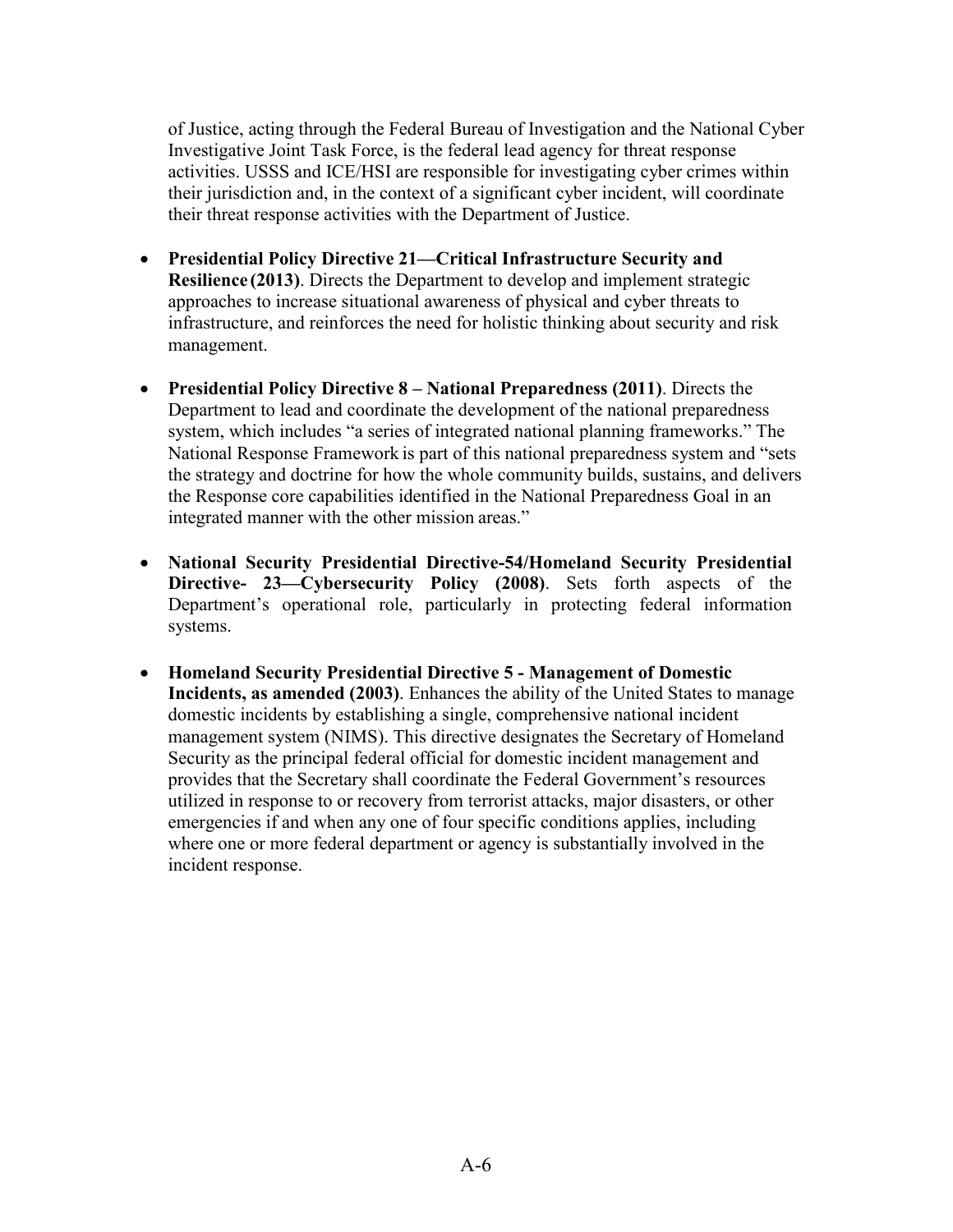of Justice, acting through the Federal Bureau of Investigation and the National Cyber Investigative Joint Task Force, is the federal lead agency for threat response activities. USSS and ICE/HSI are responsible for investigating cyber crimes within their jurisdiction and, in the context of a significant cyber incident, will coordinate their threat response activities with the Department of Justice.

- **Presidential Policy Directive 21—Critical Infrastructure Security and Resilience (2013)**. Directs the Department to develop and implement strategic approaches to increase situational awareness of physical and cyber threats to infrastructure, and reinforces the need for holistic thinking about security and risk management.

- **Presidential Policy Directive 8 – National Preparedness (2011)**. Directs the Department to lead and coordinate the development of the national preparedness system, which includes "a series of integrated national planning frameworks." The National Response Framework is part of this national preparedness system and "sets the strategy and doctrine for how the whole community builds, sustains, and delivers the Response core capabilities identified in the National Preparedness Goal in an integrated manner with the other mission areas."

- **National Security Presidential Directive-54/Homeland Security Presidential Directive- 23—Cybersecurity Policy (2008)**. Sets forth aspects of the Department's operational role, particularly in protecting federal information systems.

- **Homeland Security Presidential Directive 5 - Management of Domestic Incidents, as amended (2003)**. Enhances the ability of the United States to manage domestic incidents by establishing a single, comprehensive national incident management system (NIMS). This directive designates the Secretary of Homeland Security as the principal federal official for domestic incident management and provides that the Secretary shall coordinate the Federal Government's resources utilized in response to or recovery from terrorist attacks, major disasters, or other emergencies if and when any one of four specific conditions applies, including where one or more federal department or agency is substantially involved in the incident response.